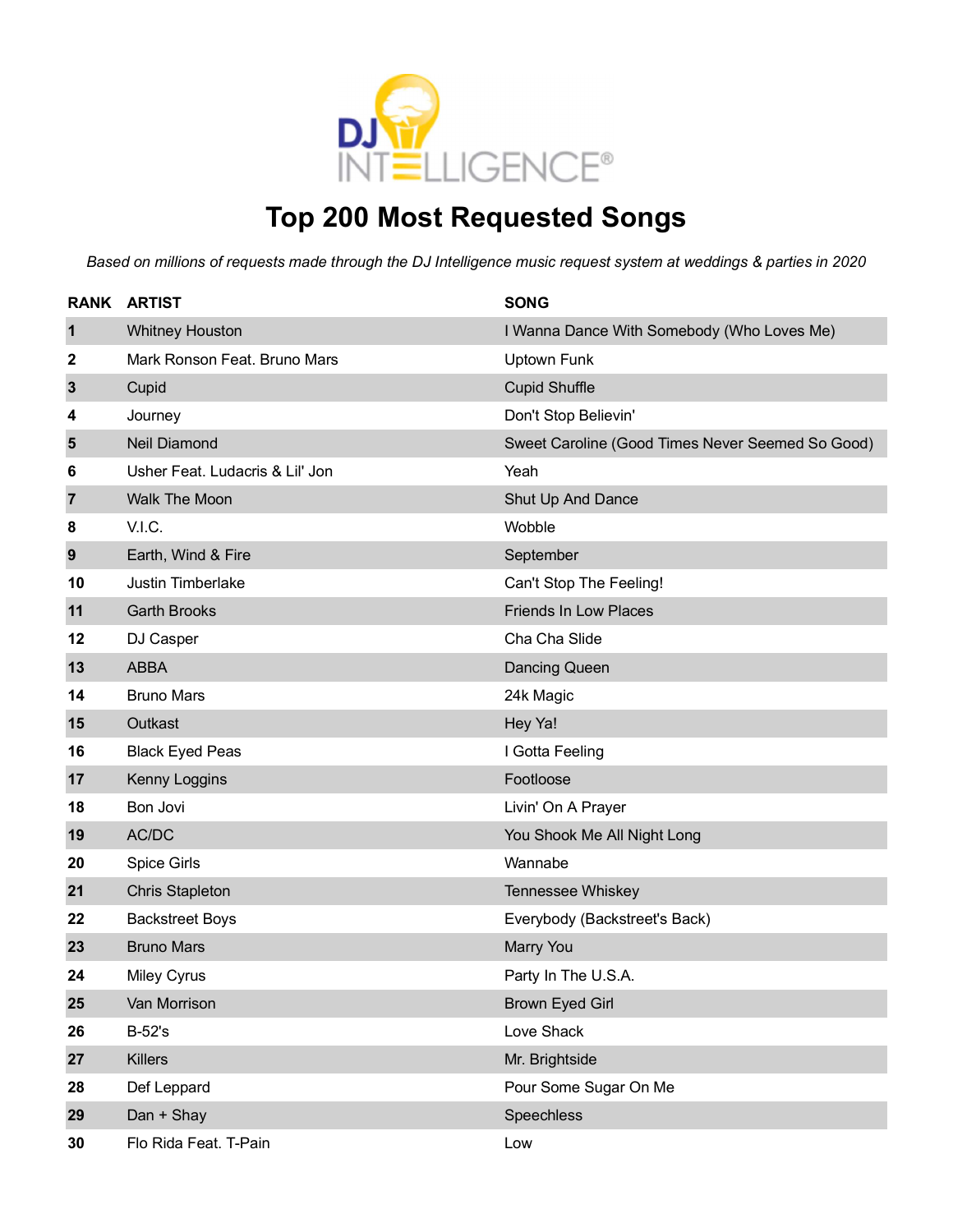DJ INTELLIGENCE®

# Top 200 Most Requested Songs

*Based on millions of requests made through the DJ Intelligence music request system at weddings & parties in 2020*

| RANK | ARTIST | SONG |
|---|---|---|
| 1 | Whitney Houston | I Wanna Dance With Somebody (Who Loves Me) |
| 2 | Mark Ronson Feat. Bruno Mars | Uptown Funk |
| 3 | Cupid | Cupid Shuffle |
| 4 | Journey | Don't Stop Believin' |
| 5 | Neil Diamond | Sweet Caroline (Good Times Never Seemed So Good) |
| 6 | Usher Feat. Ludacris & Lil' Jon | Yeah |
| 7 | Walk The Moon | Shut Up And Dance |
| 8 | V.I.C. | Wobble |
| 9 | Earth, Wind & Fire | September |
| 10 | Justin Timberlake | Can't Stop The Feeling! |
| 11 | Garth Brooks | Friends In Low Places |
| 12 | DJ Casper | Cha Cha Slide |
| 13 | ABBA | Dancing Queen |
| 14 | Bruno Mars | 24k Magic |
| 15 | Outkast | Hey Ya! |
| 16 | Black Eyed Peas | I Gotta Feeling |
| 17 | Kenny Loggins | Footloose |
| 18 | Bon Jovi | Livin' On A Prayer |
| 19 | AC/DC | You Shook Me All Night Long |
| 20 | Spice Girls | Wannabe |
| 21 | Chris Stapleton | Tennessee Whiskey |
| 22 | Backstreet Boys | Everybody (Backstreet's Back) |
| 23 | Bruno Mars | Marry You |
| 24 | Miley Cyrus | Party In The U.S.A. |
| 25 | Van Morrison | Brown Eyed Girl |
| 26 | B-52's | Love Shack |
| 27 | Killers | Mr. Brightside |
| 28 | Def Leppard | Pour Some Sugar On Me |
| 29 | Dan + Shay | Speechless |
| 30 | Flo Rida Feat. T-Pain | Low |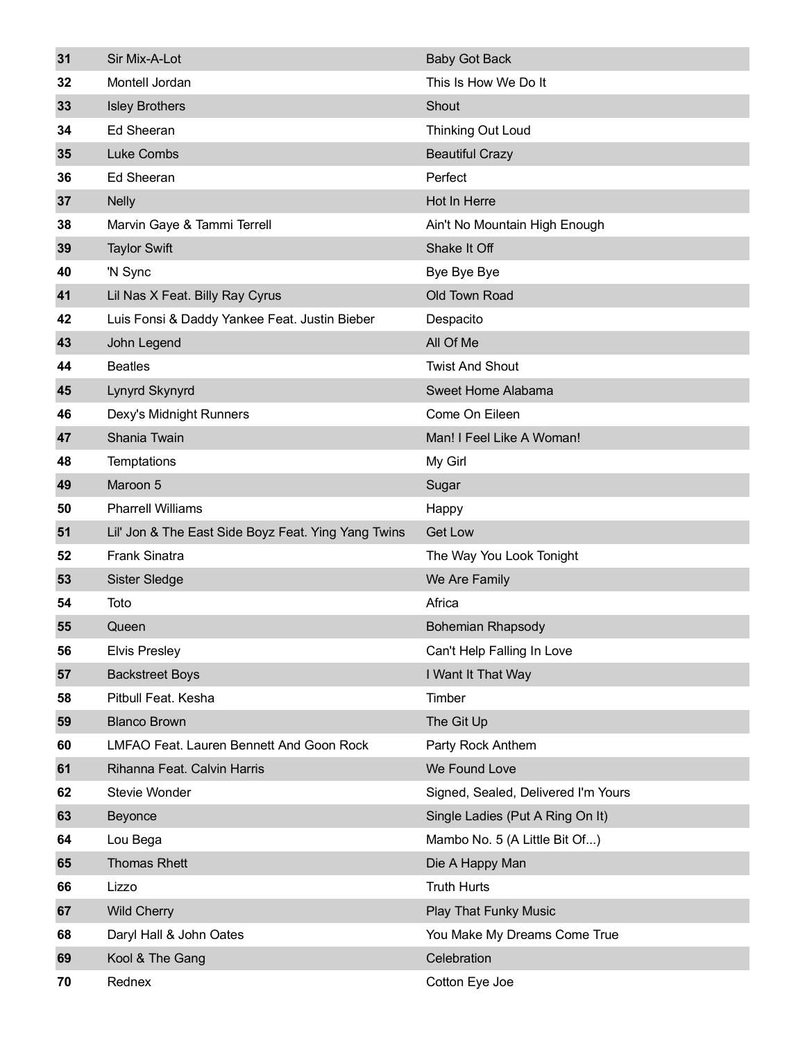| | | |
|---|---|---|
| **31** | Sir Mix-A-Lot | Baby Got Back |
| **32** | Montell Jordan | This Is How We Do It |
| **33** | Isley Brothers | Shout |
| **34** | Ed Sheeran | Thinking Out Loud |
| **35** | Luke Combs | Beautiful Crazy |
| **36** | Ed Sheeran | Perfect |
| **37** | Nelly | Hot In Herre |
| **38** | Marvin Gaye & Tammi Terrell | Ain't No Mountain High Enough |
| **39** | Taylor Swift | Shake It Off |
| **40** | 'N Sync | Bye Bye Bye |
| **41** | Lil Nas X Feat. Billy Ray Cyrus | Old Town Road |
| **42** | Luis Fonsi & Daddy Yankee Feat. Justin Bieber | Despacito |
| **43** | John Legend | All Of Me |
| **44** | Beatles | Twist And Shout |
| **45** | Lynyrd Skynyrd | Sweet Home Alabama |
| **46** | Dexy's Midnight Runners | Come On Eileen |
| **47** | Shania Twain | Man! I Feel Like A Woman! |
| **48** | Temptations | My Girl |
| **49** | Maroon 5 | Sugar |
| **50** | Pharrell Williams | Happy |
| **51** | Lil' Jon & The East Side Boyz Feat. Ying Yang Twins | Get Low |
| **52** | Frank Sinatra | The Way You Look Tonight |
| **53** | Sister Sledge | We Are Family |
| **54** | Toto | Africa |
| **55** | Queen | Bohemian Rhapsody |
| **56** | Elvis Presley | Can't Help Falling In Love |
| **57** | Backstreet Boys | I Want It That Way |
| **58** | Pitbull Feat. Kesha | Timber |
| **59** | Blanco Brown | The Git Up |
| **60** | LMFAO Feat. Lauren Bennett And Goon Rock | Party Rock Anthem |
| **61** | Rihanna Feat. Calvin Harris | We Found Love |
| **62** | Stevie Wonder | Signed, Sealed, Delivered I'm Yours |
| **63** | Beyonce | Single Ladies (Put A Ring On It) |
| **64** | Lou Bega | Mambo No. 5 (A Little Bit Of...) |
| **65** | Thomas Rhett | Die A Happy Man |
| **66** | Lizzo | Truth Hurts |
| **67** | Wild Cherry | Play That Funky Music |
| **68** | Daryl Hall & John Oates | You Make My Dreams Come True |
| **69** | Kool & The Gang | Celebration |
| **70** | Rednex | Cotton Eye Joe |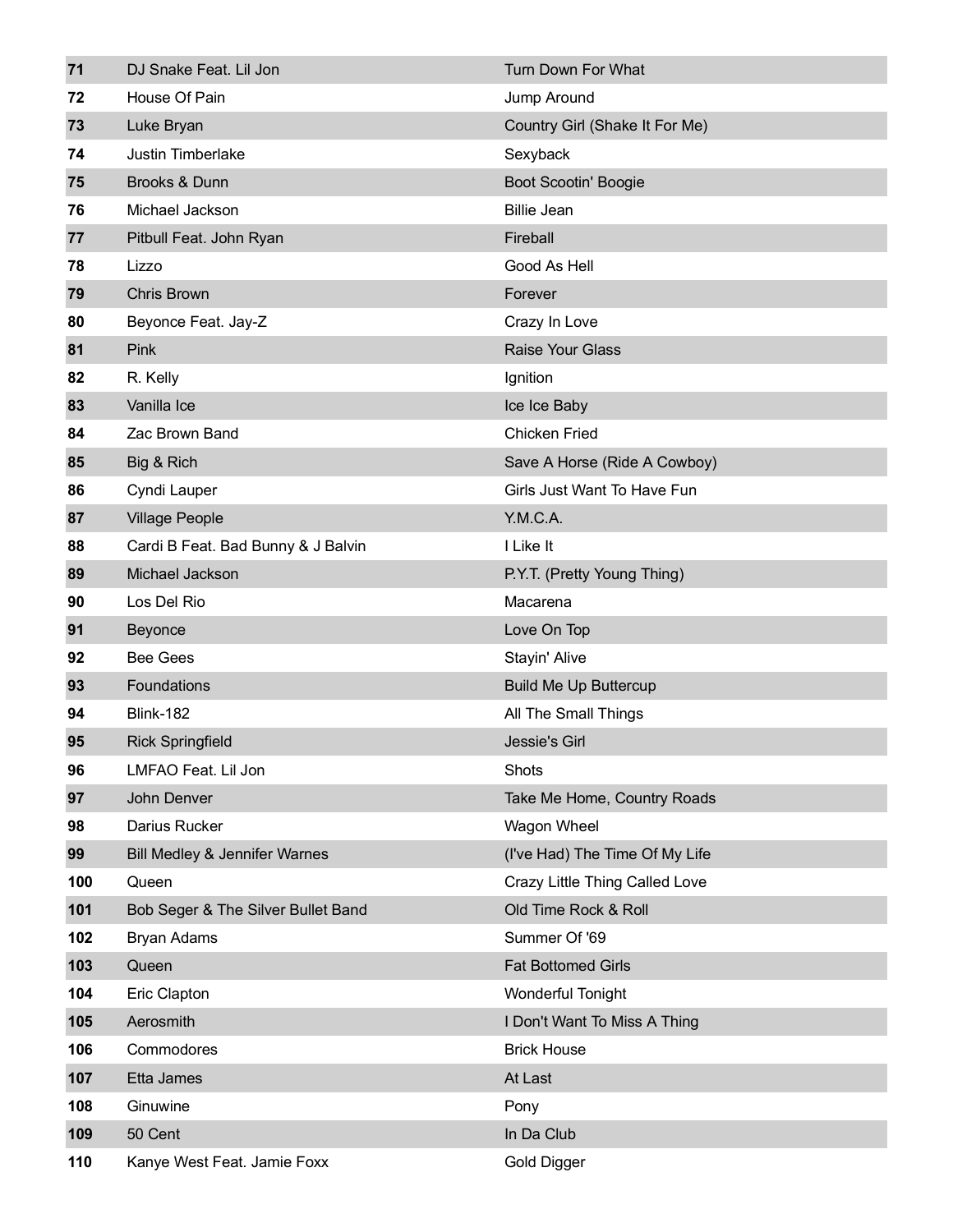| | | |
|---|---|---|
| 71 | DJ Snake Feat. Lil Jon | Turn Down For What |
| 72 | House Of Pain | Jump Around |
| 73 | Luke Bryan | Country Girl (Shake It For Me) |
| 74 | Justin Timberlake | Sexyback |
| 75 | Brooks & Dunn | Boot Scootin' Boogie |
| 76 | Michael Jackson | Billie Jean |
| 77 | Pitbull Feat. John Ryan | Fireball |
| 78 | Lizzo | Good As Hell |
| 79 | Chris Brown | Forever |
| 80 | Beyonce Feat. Jay-Z | Crazy In Love |
| 81 | Pink | Raise Your Glass |
| 82 | R. Kelly | Ignition |
| 83 | Vanilla Ice | Ice Ice Baby |
| 84 | Zac Brown Band | Chicken Fried |
| 85 | Big & Rich | Save A Horse (Ride A Cowboy) |
| 86 | Cyndi Lauper | Girls Just Want To Have Fun |
| 87 | Village People | Y.M.C.A. |
| 88 | Cardi B Feat. Bad Bunny & J Balvin | I Like It |
| 89 | Michael Jackson | P.Y.T. (Pretty Young Thing) |
| 90 | Los Del Rio | Macarena |
| 91 | Beyonce | Love On Top |
| 92 | Bee Gees | Stayin' Alive |
| 93 | Foundations | Build Me Up Buttercup |
| 94 | Blink-182 | All The Small Things |
| 95 | Rick Springfield | Jessie's Girl |
| 96 | LMFAO Feat. Lil Jon | Shots |
| 97 | John Denver | Take Me Home, Country Roads |
| 98 | Darius Rucker | Wagon Wheel |
| 99 | Bill Medley & Jennifer Warnes | (I've Had) The Time Of My Life |
| 100 | Queen | Crazy Little Thing Called Love |
| 101 | Bob Seger & The Silver Bullet Band | Old Time Rock & Roll |
| 102 | Bryan Adams | Summer Of '69 |
| 103 | Queen | Fat Bottomed Girls |
| 104 | Eric Clapton | Wonderful Tonight |
| 105 | Aerosmith | I Don't Want To Miss A Thing |
| 106 | Commodores | Brick House |
| 107 | Etta James | At Last |
| 108 | Ginuwine | Pony |
| 109 | 50 Cent | In Da Club |
| 110 | Kanye West Feat. Jamie Foxx | Gold Digger |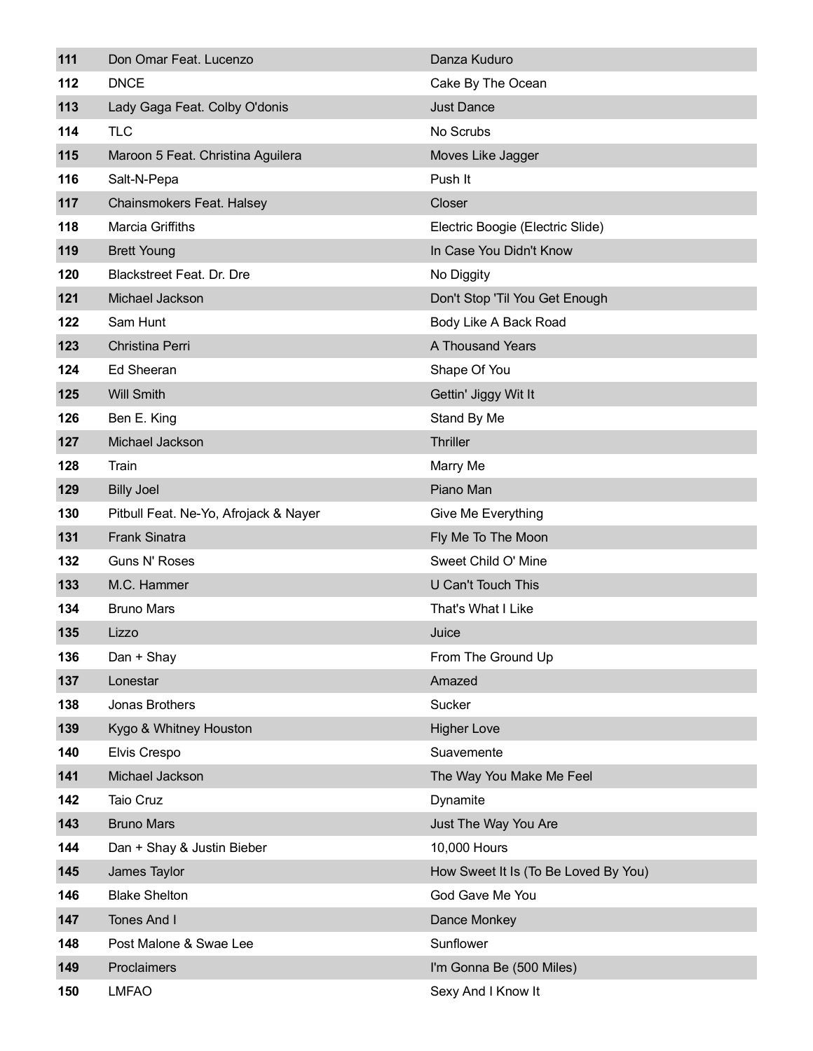| | | |
|---|---|---|
| **111** | Don Omar Feat. Lucenzo | Danza Kuduro |
| **112** | DNCE | Cake By The Ocean |
| **113** | Lady Gaga Feat. Colby O'donis | Just Dance |
| **114** | TLC | No Scrubs |
| **115** | Maroon 5 Feat. Christina Aguilera | Moves Like Jagger |
| **116** | Salt-N-Pepa | Push It |
| **117** | Chainsmokers Feat. Halsey | Closer |
| **118** | Marcia Griffiths | Electric Boogie (Electric Slide) |
| **119** | Brett Young | In Case You Didn't Know |
| **120** | Blackstreet Feat. Dr. Dre | No Diggity |
| **121** | Michael Jackson | Don't Stop 'Til You Get Enough |
| **122** | Sam Hunt | Body Like A Back Road |
| **123** | Christina Perri | A Thousand Years |
| **124** | Ed Sheeran | Shape Of You |
| **125** | Will Smith | Gettin' Jiggy Wit It |
| **126** | Ben E. King | Stand By Me |
| **127** | Michael Jackson | Thriller |
| **128** | Train | Marry Me |
| **129** | Billy Joel | Piano Man |
| **130** | Pitbull Feat. Ne-Yo, Afrojack & Nayer | Give Me Everything |
| **131** | Frank Sinatra | Fly Me To The Moon |
| **132** | Guns N' Roses | Sweet Child O' Mine |
| **133** | M.C. Hammer | U Can't Touch This |
| **134** | Bruno Mars | That's What I Like |
| **135** | Lizzo | Juice |
| **136** | Dan + Shay | From The Ground Up |
| **137** | Lonestar | Amazed |
| **138** | Jonas Brothers | Sucker |
| **139** | Kygo & Whitney Houston | Higher Love |
| **140** | Elvis Crespo | Suavemente |
| **141** | Michael Jackson | The Way You Make Me Feel |
| **142** | Taio Cruz | Dynamite |
| **143** | Bruno Mars | Just The Way You Are |
| **144** | Dan + Shay & Justin Bieber | 10,000 Hours |
| **145** | James Taylor | How Sweet It Is (To Be Loved By You) |
| **146** | Blake Shelton | God Gave Me You |
| **147** | Tones And I | Dance Monkey |
| **148** | Post Malone & Swae Lee | Sunflower |
| **149** | Proclaimers | I'm Gonna Be (500 Miles) |
| **150** | LMFAO | Sexy And I Know It |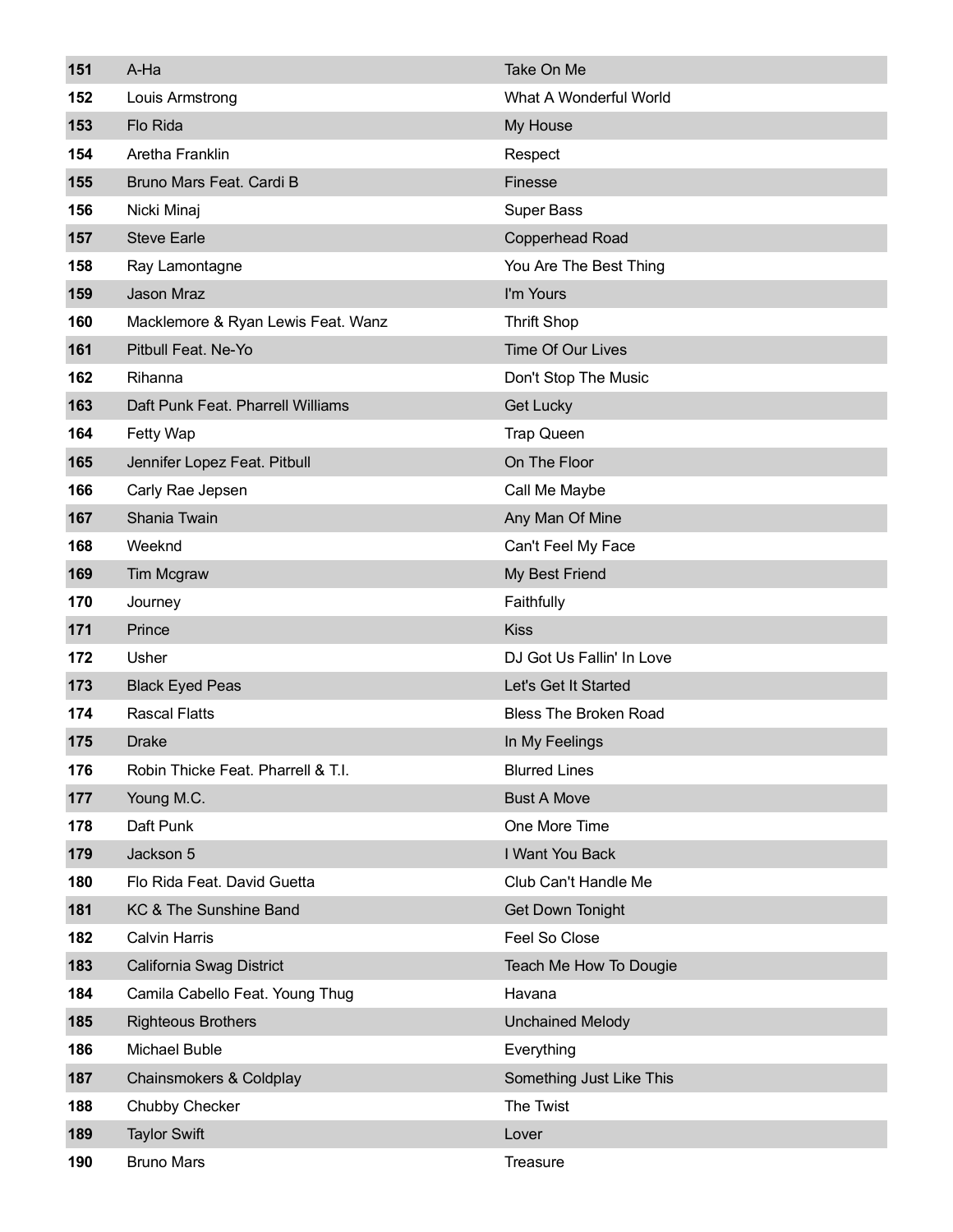| | | |
|---|---|---|
| **151** | A-Ha | Take On Me |
| **152** | Louis Armstrong | What A Wonderful World |
| **153** | Flo Rida | My House |
| **154** | Aretha Franklin | Respect |
| **155** | Bruno Mars Feat. Cardi B | Finesse |
| **156** | Nicki Minaj | Super Bass |
| **157** | Steve Earle | Copperhead Road |
| **158** | Ray Lamontagne | You Are The Best Thing |
| **159** | Jason Mraz | I'm Yours |
| **160** | Macklemore & Ryan Lewis Feat. Wanz | Thrift Shop |
| **161** | Pitbull Feat. Ne-Yo | Time Of Our Lives |
| **162** | Rihanna | Don't Stop The Music |
| **163** | Daft Punk Feat. Pharrell Williams | Get Lucky |
| **164** | Fetty Wap | Trap Queen |
| **165** | Jennifer Lopez Feat. Pitbull | On The Floor |
| **166** | Carly Rae Jepsen | Call Me Maybe |
| **167** | Shania Twain | Any Man Of Mine |
| **168** | Weeknd | Can't Feel My Face |
| **169** | Tim Mcgraw | My Best Friend |
| **170** | Journey | Faithfully |
| **171** | Prince | Kiss |
| **172** | Usher | DJ Got Us Fallin' In Love |
| **173** | Black Eyed Peas | Let's Get It Started |
| **174** | Rascal Flatts | Bless The Broken Road |
| **175** | Drake | In My Feelings |
| **176** | Robin Thicke Feat. Pharrell & T.I. | Blurred Lines |
| **177** | Young M.C. | Bust A Move |
| **178** | Daft Punk | One More Time |
| **179** | Jackson 5 | I Want You Back |
| **180** | Flo Rida Feat. David Guetta | Club Can't Handle Me |
| **181** | KC & The Sunshine Band | Get Down Tonight |
| **182** | Calvin Harris | Feel So Close |
| **183** | California Swag District | Teach Me How To Dougie |
| **184** | Camila Cabello Feat. Young Thug | Havana |
| **185** | Righteous Brothers | Unchained Melody |
| **186** | Michael Buble | Everything |
| **187** | Chainsmokers & Coldplay | Something Just Like This |
| **188** | Chubby Checker | The Twist |
| **189** | Taylor Swift | Lover |
| **190** | Bruno Mars | Treasure |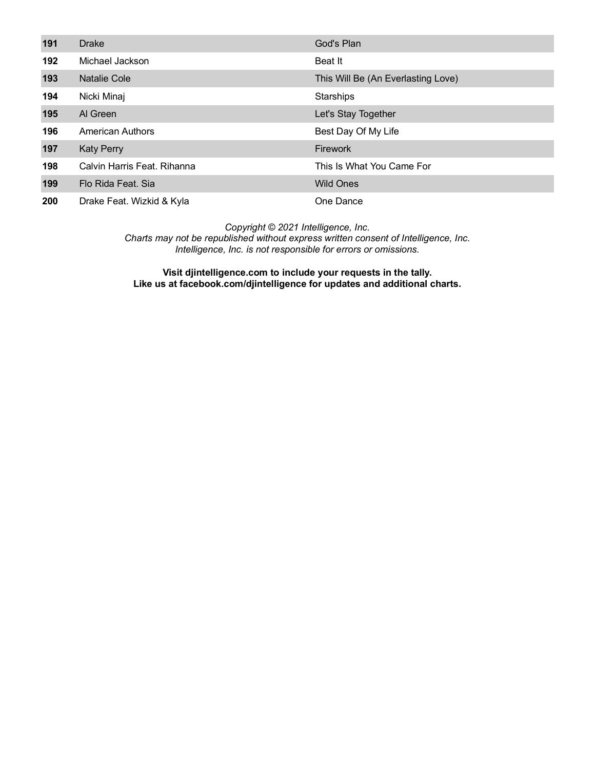| | | |
|---|---|---|
| **191** | Drake | God's Plan |
| **192** | Michael Jackson | Beat It |
| **193** | Natalie Cole | This Will Be (An Everlasting Love) |
| **194** | Nicki Minaj | Starships |
| **195** | Al Green | Let's Stay Together |
| **196** | American Authors | Best Day Of My Life |
| **197** | Katy Perry | Firework |
| **198** | Calvin Harris Feat. Rihanna | This Is What You Came For |
| **199** | Flo Rida Feat. Sia | Wild Ones |
| **200** | Drake Feat. Wizkid & Kyla | One Dance |

*Copyright © 2021 Intelligence, Inc.*
*Charts may not be republished without express written consent of Intelligence, Inc.*
*Intelligence, Inc. is not responsible for errors or omissions.*

**Visit djintelligence.com to include your requests in the tally.**
**Like us at facebook.com/djintelligence for updates and additional charts.**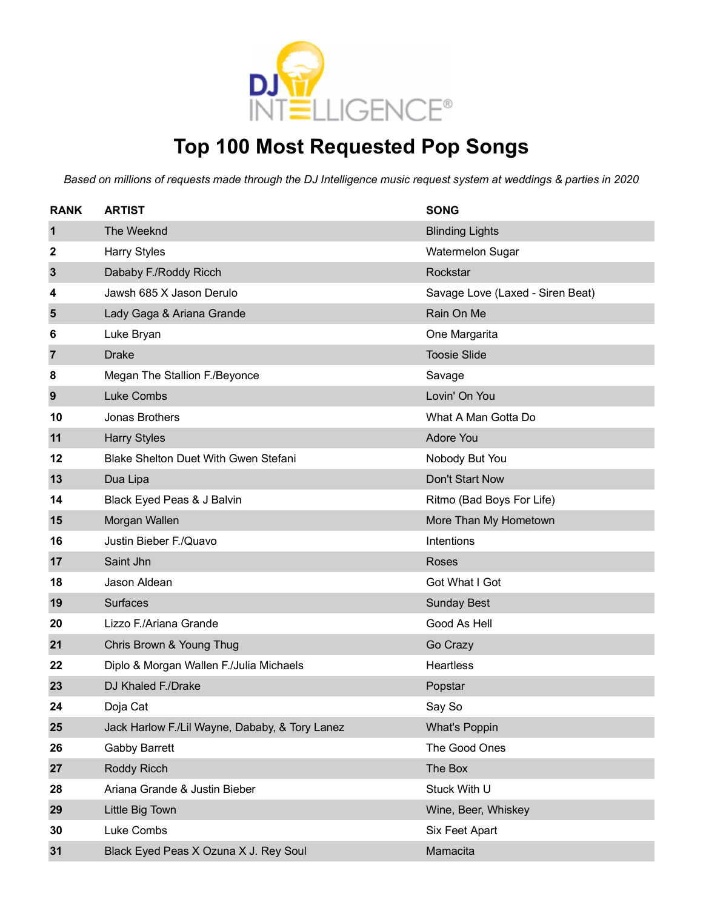DJ INTELLIGENCE®

# Top 100 Most Requested Pop Songs

*Based on millions of requests made through the DJ Intelligence music request system at weddings & parties in 2020*

| RANK | ARTIST | SONG |
|---|---|---|
| 1 | The Weeknd | Blinding Lights |
| 2 | Harry Styles | Watermelon Sugar |
| 3 | Dababy F./Roddy Ricch | Rockstar |
| 4 | Jawsh 685 X Jason Derulo | Savage Love (Laxed - Siren Beat) |
| 5 | Lady Gaga & Ariana Grande | Rain On Me |
| 6 | Luke Bryan | One Margarita |
| 7 | Drake | Toosie Slide |
| 8 | Megan The Stallion F./Beyonce | Savage |
| 9 | Luke Combs | Lovin' On You |
| 10 | Jonas Brothers | What A Man Gotta Do |
| 11 | Harry Styles | Adore You |
| 12 | Blake Shelton Duet With Gwen Stefani | Nobody But You |
| 13 | Dua Lipa | Don't Start Now |
| 14 | Black Eyed Peas & J Balvin | Ritmo (Bad Boys For Life) |
| 15 | Morgan Wallen | More Than My Hometown |
| 16 | Justin Bieber F./Quavo | Intentions |
| 17 | Saint Jhn | Roses |
| 18 | Jason Aldean | Got What I Got |
| 19 | Surfaces | Sunday Best |
| 20 | Lizzo F./Ariana Grande | Good As Hell |
| 21 | Chris Brown & Young Thug | Go Crazy |
| 22 | Diplo & Morgan Wallen F./Julia Michaels | Heartless |
| 23 | DJ Khaled F./Drake | Popstar |
| 24 | Doja Cat | Say So |
| 25 | Jack Harlow F./Lil Wayne, Dababy, & Tory Lanez | What's Poppin |
| 26 | Gabby Barrett | The Good Ones |
| 27 | Roddy Ricch | The Box |
| 28 | Ariana Grande & Justin Bieber | Stuck With U |
| 29 | Little Big Town | Wine, Beer, Whiskey |
| 30 | Luke Combs | Six Feet Apart |
| 31 | Black Eyed Peas X Ozuna X J. Rey Soul | Mamacita |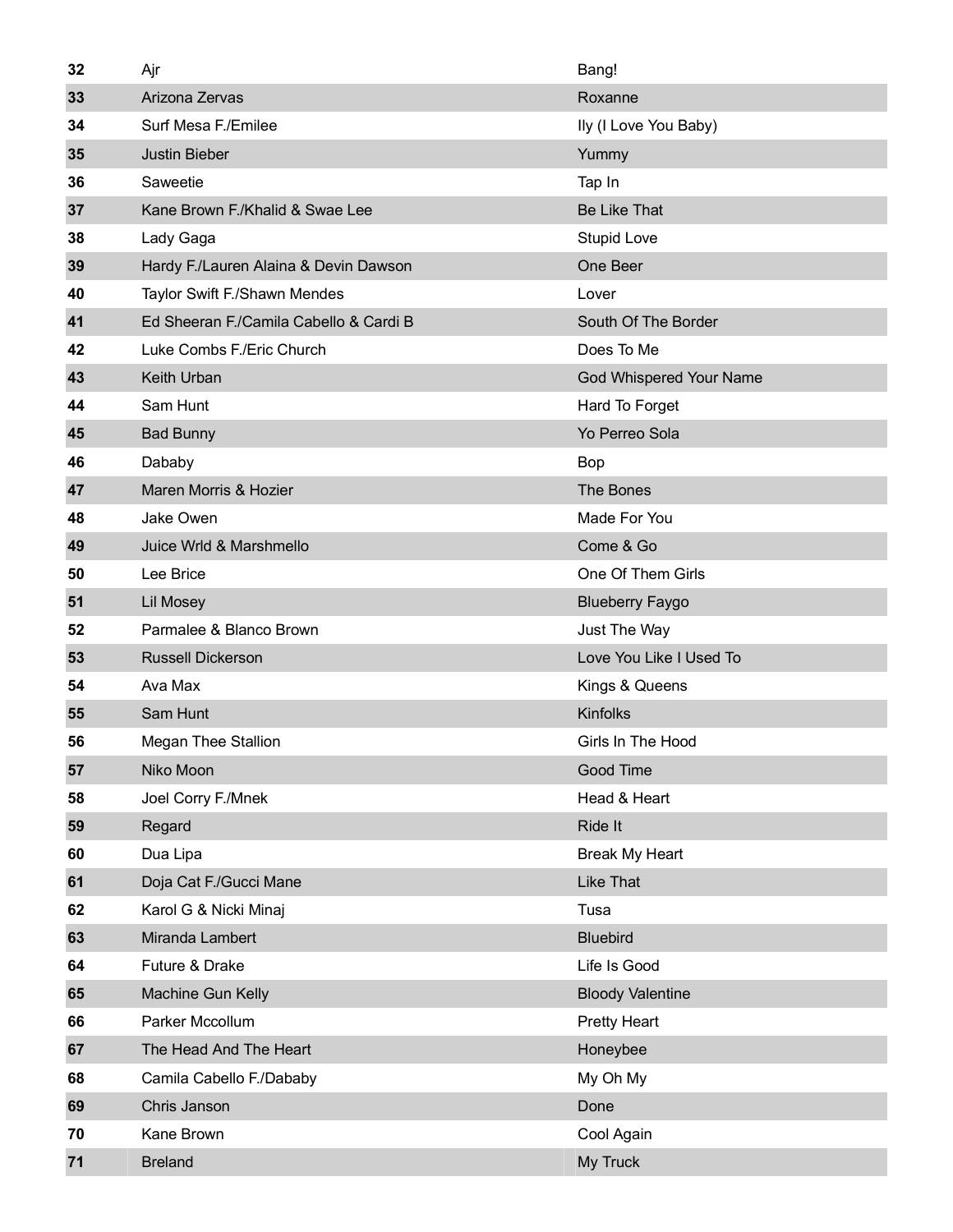| | | |
|---|---|---|
| **32** | Ajr | Bang! |
| **33** | Arizona Zervas | Roxanne |
| **34** | Surf Mesa F./Emilee | Ily (I Love You Baby) |
| **35** | Justin Bieber | Yummy |
| **36** | Saweetie | Tap In |
| **37** | Kane Brown F./Khalid & Swae Lee | Be Like That |
| **38** | Lady Gaga | Stupid Love |
| **39** | Hardy F./Lauren Alaina & Devin Dawson | One Beer |
| **40** | Taylor Swift F./Shawn Mendes | Lover |
| **41** | Ed Sheeran F./Camila Cabello & Cardi B | South Of The Border |
| **42** | Luke Combs F./Eric Church | Does To Me |
| **43** | Keith Urban | God Whispered Your Name |
| **44** | Sam Hunt | Hard To Forget |
| **45** | Bad Bunny | Yo Perreo Sola |
| **46** | Dababy | Bop |
| **47** | Maren Morris & Hozier | The Bones |
| **48** | Jake Owen | Made For You |
| **49** | Juice Wrld & Marshmello | Come & Go |
| **50** | Lee Brice | One Of Them Girls |
| **51** | Lil Mosey | Blueberry Faygo |
| **52** | Parmalee & Blanco Brown | Just The Way |
| **53** | Russell Dickerson | Love You Like I Used To |
| **54** | Ava Max | Kings & Queens |
| **55** | Sam Hunt | Kinfolks |
| **56** | Megan Thee Stallion | Girls In The Hood |
| **57** | Niko Moon | Good Time |
| **58** | Joel Corry F./Mnek | Head & Heart |
| **59** | Regard | Ride It |
| **60** | Dua Lipa | Break My Heart |
| **61** | Doja Cat F./Gucci Mane | Like That |
| **62** | Karol G & Nicki Minaj | Tusa |
| **63** | Miranda Lambert | Bluebird |
| **64** | Future & Drake | Life Is Good |
| **65** | Machine Gun Kelly | Bloody Valentine |
| **66** | Parker Mccollum | Pretty Heart |
| **67** | The Head And The Heart | Honeybee |
| **68** | Camila Cabello F./Dababy | My Oh My |
| **69** | Chris Janson | Done |
| **70** | Kane Brown | Cool Again |
| **71** | Breland | My Truck |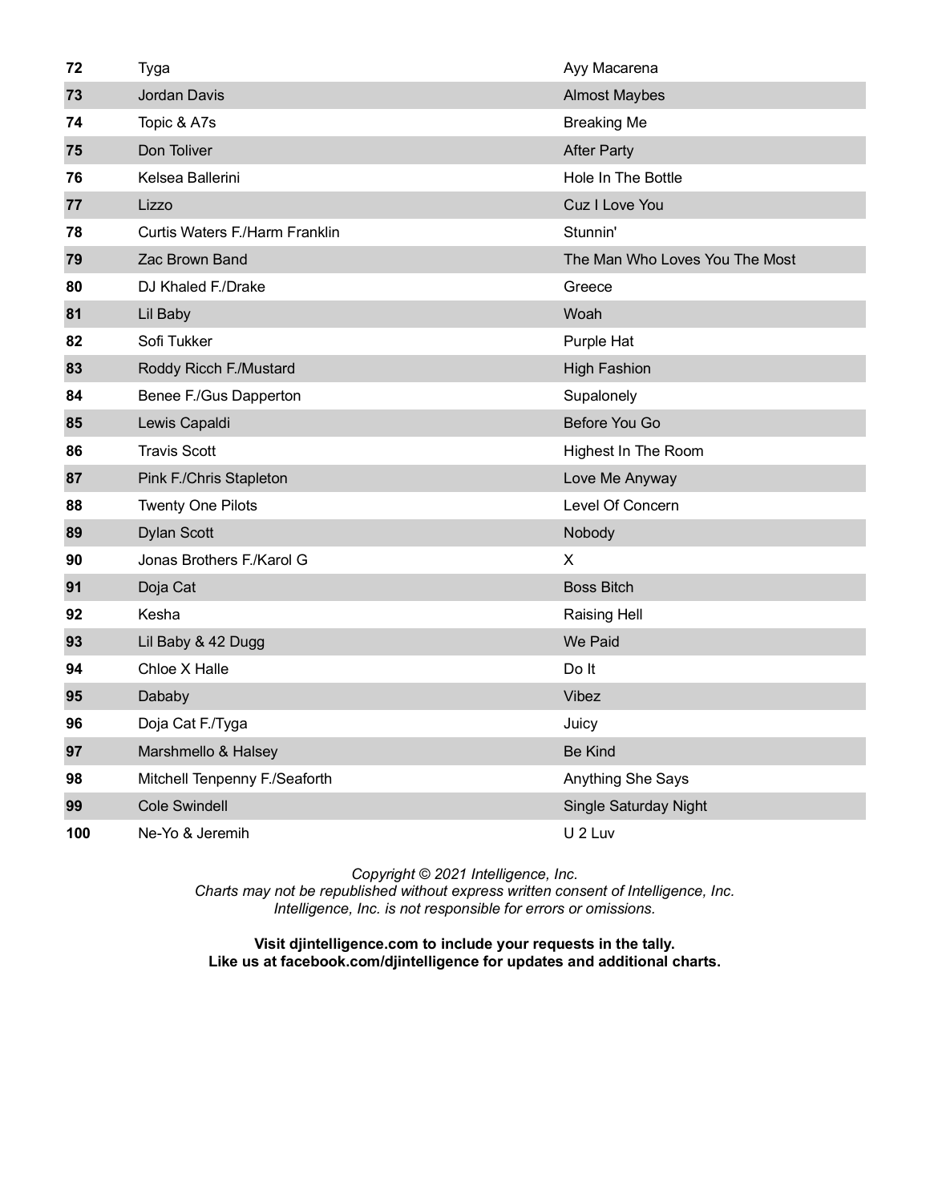| | | |
|---|---|---|
| 72 | Tyga | Ayy Macarena |
| 73 | Jordan Davis | Almost Maybes |
| 74 | Topic & A7s | Breaking Me |
| 75 | Don Toliver | After Party |
| 76 | Kelsea Ballerini | Hole In The Bottle |
| 77 | Lizzo | Cuz I Love You |
| 78 | Curtis Waters F./Harm Franklin | Stunnin' |
| 79 | Zac Brown Band | The Man Who Loves You The Most |
| 80 | DJ Khaled F./Drake | Greece |
| 81 | Lil Baby | Woah |
| 82 | Sofi Tukker | Purple Hat |
| 83 | Roddy Ricch F./Mustard | High Fashion |
| 84 | Benee F./Gus Dapperton | Supalonely |
| 85 | Lewis Capaldi | Before You Go |
| 86 | Travis Scott | Highest In The Room |
| 87 | Pink F./Chris Stapleton | Love Me Anyway |
| 88 | Twenty One Pilots | Level Of Concern |
| 89 | Dylan Scott | Nobody |
| 90 | Jonas Brothers F./Karol G | X |
| 91 | Doja Cat | Boss Bitch |
| 92 | Kesha | Raising Hell |
| 93 | Lil Baby & 42 Dugg | We Paid |
| 94 | Chloe X Halle | Do It |
| 95 | Dababy | Vibez |
| 96 | Doja Cat F./Tyga | Juicy |
| 97 | Marshmello & Halsey | Be Kind |
| 98 | Mitchell Tenpenny F./Seaforth | Anything She Says |
| 99 | Cole Swindell | Single Saturday Night |
| 100 | Ne-Yo & Jeremih | U 2 Luv |

*Copyright © 2021 Intelligence, Inc.*
*Charts may not be republished without express written consent of Intelligence, Inc.*
*Intelligence, Inc. is not responsible for errors or omissions.*

**Visit djintelligence.com to include your requests in the tally.**
**Like us at facebook.com/djintelligence for updates and additional charts.**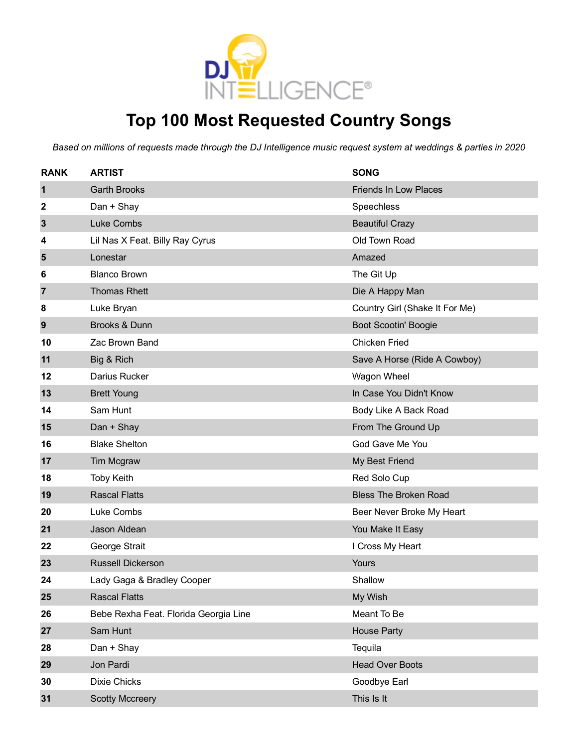# Top 100 Most Requested Country Songs

*Based on millions of requests made through the DJ Intelligence music request system at weddings & parties in 2020*

| RANK | ARTIST | SONG |
|---|---|---|
| 1 | Garth Brooks | Friends In Low Places |
| 2 | Dan + Shay | Speechless |
| 3 | Luke Combs | Beautiful Crazy |
| 4 | Lil Nas X Feat. Billy Ray Cyrus | Old Town Road |
| 5 | Lonestar | Amazed |
| 6 | Blanco Brown | The Git Up |
| 7 | Thomas Rhett | Die A Happy Man |
| 8 | Luke Bryan | Country Girl (Shake It For Me) |
| 9 | Brooks & Dunn | Boot Scootin' Boogie |
| 10 | Zac Brown Band | Chicken Fried |
| 11 | Big & Rich | Save A Horse (Ride A Cowboy) |
| 12 | Darius Rucker | Wagon Wheel |
| 13 | Brett Young | In Case You Didn't Know |
| 14 | Sam Hunt | Body Like A Back Road |
| 15 | Dan + Shay | From The Ground Up |
| 16 | Blake Shelton | God Gave Me You |
| 17 | Tim Mcgraw | My Best Friend |
| 18 | Toby Keith | Red Solo Cup |
| 19 | Rascal Flatts | Bless The Broken Road |
| 20 | Luke Combs | Beer Never Broke My Heart |
| 21 | Jason Aldean | You Make It Easy |
| 22 | George Strait | I Cross My Heart |
| 23 | Russell Dickerson | Yours |
| 24 | Lady Gaga & Bradley Cooper | Shallow |
| 25 | Rascal Flatts | My Wish |
| 26 | Bebe Rexha Feat. Florida Georgia Line | Meant To Be |
| 27 | Sam Hunt | House Party |
| 28 | Dan + Shay | Tequila |
| 29 | Jon Pardi | Head Over Boots |
| 30 | Dixie Chicks | Goodbye Earl |
| 31 | Scotty Mccreery | This Is It |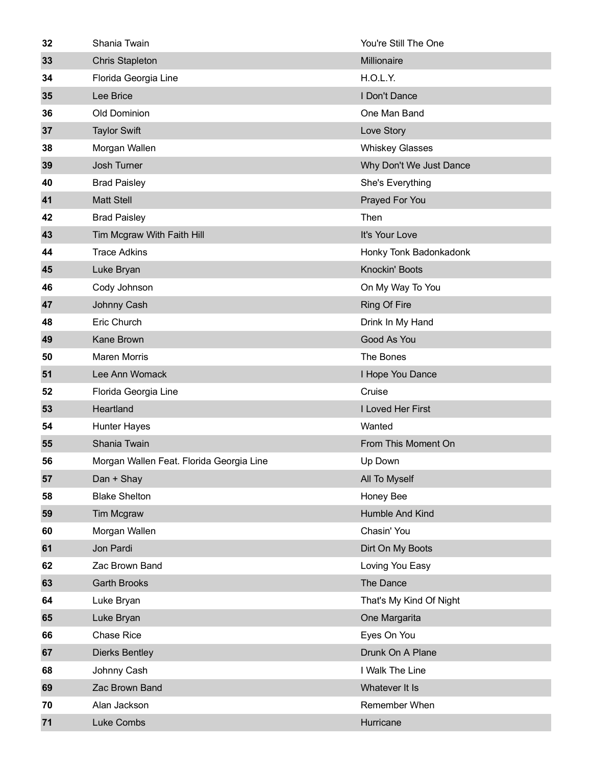| | | |
|---|---|---|
| **32** | Shania Twain | You're Still The One |
| **33** | Chris Stapleton | Millionaire |
| **34** | Florida Georgia Line | H.O.L.Y. |
| **35** | Lee Brice | I Don't Dance |
| **36** | Old Dominion | One Man Band |
| **37** | Taylor Swift | Love Story |
| **38** | Morgan Wallen | Whiskey Glasses |
| **39** | Josh Turner | Why Don't We Just Dance |
| **40** | Brad Paisley | She's Everything |
| **41** | Matt Stell | Prayed For You |
| **42** | Brad Paisley | Then |
| **43** | Tim Mcgraw With Faith Hill | It's Your Love |
| **44** | Trace Adkins | Honky Tonk Badonkadonk |
| **45** | Luke Bryan | Knockin' Boots |
| **46** | Cody Johnson | On My Way To You |
| **47** | Johnny Cash | Ring Of Fire |
| **48** | Eric Church | Drink In My Hand |
| **49** | Kane Brown | Good As You |
| **50** | Maren Morris | The Bones |
| **51** | Lee Ann Womack | I Hope You Dance |
| **52** | Florida Georgia Line | Cruise |
| **53** | Heartland | I Loved Her First |
| **54** | Hunter Hayes | Wanted |
| **55** | Shania Twain | From This Moment On |
| **56** | Morgan Wallen Feat. Florida Georgia Line | Up Down |
| **57** | Dan + Shay | All To Myself |
| **58** | Blake Shelton | Honey Bee |
| **59** | Tim Mcgraw | Humble And Kind |
| **60** | Morgan Wallen | Chasin' You |
| **61** | Jon Pardi | Dirt On My Boots |
| **62** | Zac Brown Band | Loving You Easy |
| **63** | Garth Brooks | The Dance |
| **64** | Luke Bryan | That's My Kind Of Night |
| **65** | Luke Bryan | One Margarita |
| **66** | Chase Rice | Eyes On You |
| **67** | Dierks Bentley | Drunk On A Plane |
| **68** | Johnny Cash | I Walk The Line |
| **69** | Zac Brown Band | Whatever It Is |
| **70** | Alan Jackson | Remember When |
| **71** | Luke Combs | Hurricane |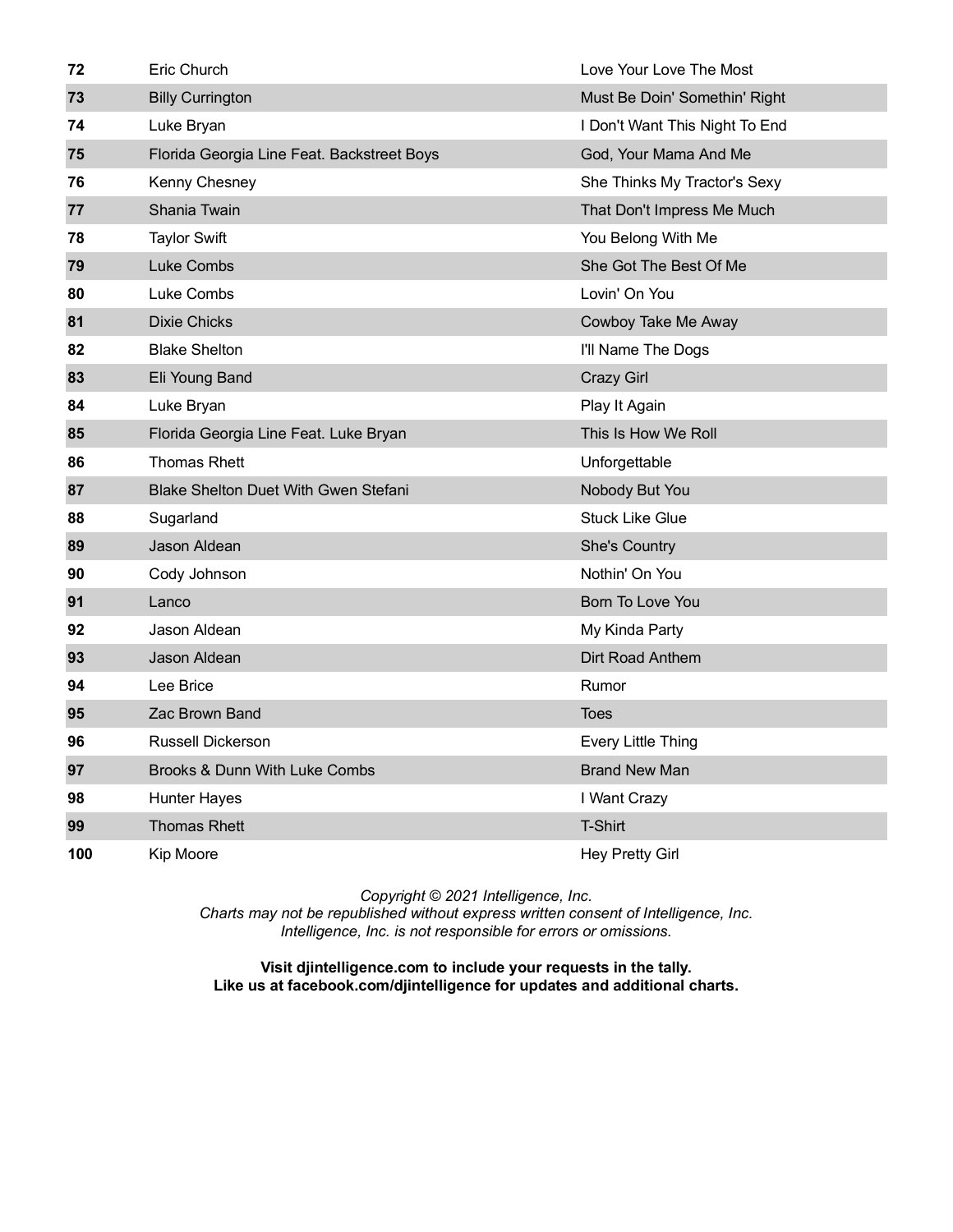| | | |
|---|---|---|
| **72** | Eric Church | Love Your Love The Most |
| **73** | Billy Currington | Must Be Doin' Somethin' Right |
| **74** | Luke Bryan | I Don't Want This Night To End |
| **75** | Florida Georgia Line Feat. Backstreet Boys | God, Your Mama And Me |
| **76** | Kenny Chesney | She Thinks My Tractor's Sexy |
| **77** | Shania Twain | That Don't Impress Me Much |
| **78** | Taylor Swift | You Belong With Me |
| **79** | Luke Combs | She Got The Best Of Me |
| **80** | Luke Combs | Lovin' On You |
| **81** | Dixie Chicks | Cowboy Take Me Away |
| **82** | Blake Shelton | I'll Name The Dogs |
| **83** | Eli Young Band | Crazy Girl |
| **84** | Luke Bryan | Play It Again |
| **85** | Florida Georgia Line Feat. Luke Bryan | This Is How We Roll |
| **86** | Thomas Rhett | Unforgettable |
| **87** | Blake Shelton Duet With Gwen Stefani | Nobody But You |
| **88** | Sugarland | Stuck Like Glue |
| **89** | Jason Aldean | She's Country |
| **90** | Cody Johnson | Nothin' On You |
| **91** | Lanco | Born To Love You |
| **92** | Jason Aldean | My Kinda Party |
| **93** | Jason Aldean | Dirt Road Anthem |
| **94** | Lee Brice | Rumor |
| **95** | Zac Brown Band | Toes |
| **96** | Russell Dickerson | Every Little Thing |
| **97** | Brooks & Dunn With Luke Combs | Brand New Man |
| **98** | Hunter Hayes | I Want Crazy |
| **99** | Thomas Rhett | T-Shirt |
| **100** | Kip Moore | Hey Pretty Girl |

*Copyright © 2021 Intelligence, Inc.*
*Charts may not be republished without express written consent of Intelligence, Inc.*
*Intelligence, Inc. is not responsible for errors or omissions.*

**Visit djintelligence.com to include your requests in the tally.**
**Like us at facebook.com/djintelligence for updates and additional charts.**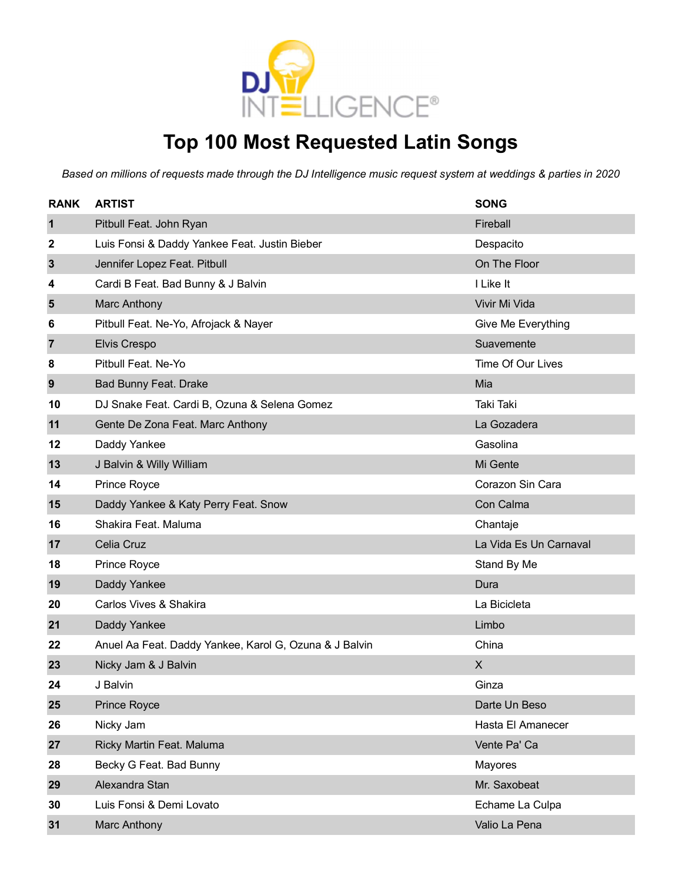DJ INTELLIGENCE®

# Top 100 Most Requested Latin Songs

*Based on millions of requests made through the DJ Intelligence music request system at weddings & parties in 2020*

| RANK | ARTIST | SONG |
|---|---|---|
| 1 | Pitbull Feat. John Ryan | Fireball |
| 2 | Luis Fonsi & Daddy Yankee Feat. Justin Bieber | Despacito |
| 3 | Jennifer Lopez Feat. Pitbull | On The Floor |
| 4 | Cardi B Feat. Bad Bunny & J Balvin | I Like It |
| 5 | Marc Anthony | Vivir Mi Vida |
| 6 | Pitbull Feat. Ne-Yo, Afrojack & Nayer | Give Me Everything |
| 7 | Elvis Crespo | Suavemente |
| 8 | Pitbull Feat. Ne-Yo | Time Of Our Lives |
| 9 | Bad Bunny Feat. Drake | Mia |
| 10 | DJ Snake Feat. Cardi B, Ozuna & Selena Gomez | Taki Taki |
| 11 | Gente De Zona Feat. Marc Anthony | La Gozadera |
| 12 | Daddy Yankee | Gasolina |
| 13 | J Balvin & Willy William | Mi Gente |
| 14 | Prince Royce | Corazon Sin Cara |
| 15 | Daddy Yankee & Katy Perry Feat. Snow | Con Calma |
| 16 | Shakira Feat. Maluma | Chantaje |
| 17 | Celia Cruz | La Vida Es Un Carnaval |
| 18 | Prince Royce | Stand By Me |
| 19 | Daddy Yankee | Dura |
| 20 | Carlos Vives & Shakira | La Bicicleta |
| 21 | Daddy Yankee | Limbo |
| 22 | Anuel Aa Feat. Daddy Yankee, Karol G, Ozuna & J Balvin | China |
| 23 | Nicky Jam & J Balvin | X |
| 24 | J Balvin | Ginza |
| 25 | Prince Royce | Darte Un Beso |
| 26 | Nicky Jam | Hasta El Amanecer |
| 27 | Ricky Martin Feat. Maluma | Vente Pa' Ca |
| 28 | Becky G Feat. Bad Bunny | Mayores |
| 29 | Alexandra Stan | Mr. Saxobeat |
| 30 | Luis Fonsi & Demi Lovato | Echame La Culpa |
| 31 | Marc Anthony | Valio La Pena |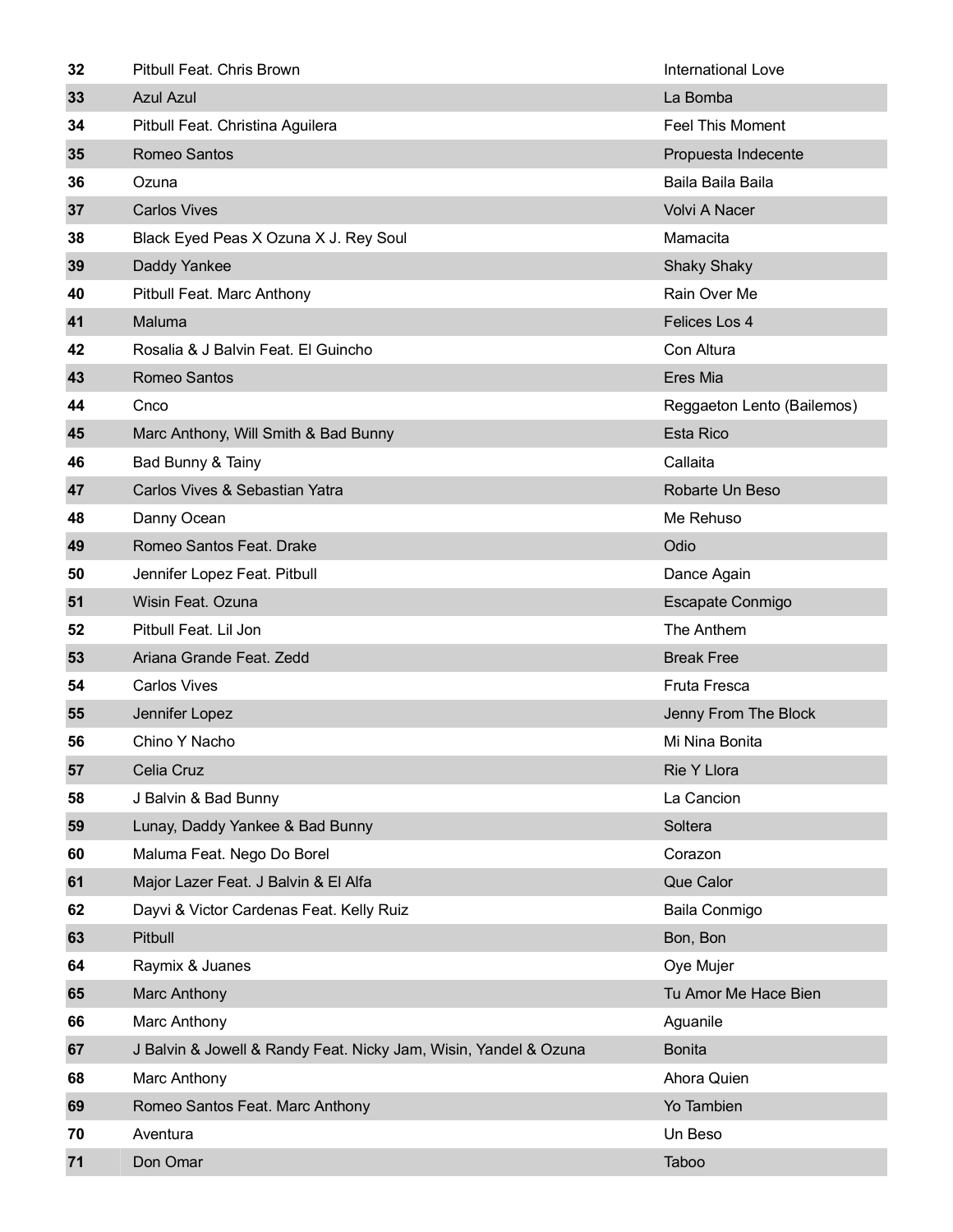| | | |
|---|---|---|
| 32 | Pitbull Feat. Chris Brown | International Love |
| 33 | Azul Azul | La Bomba |
| 34 | Pitbull Feat. Christina Aguilera | Feel This Moment |
| 35 | Romeo Santos | Propuesta Indecente |
| 36 | Ozuna | Baila Baila Baila |
| 37 | Carlos Vives | Volvi A Nacer |
| 38 | Black Eyed Peas X Ozuna X J. Rey Soul | Mamacita |
| 39 | Daddy Yankee | Shaky Shaky |
| 40 | Pitbull Feat. Marc Anthony | Rain Over Me |
| 41 | Maluma | Felices Los 4 |
| 42 | Rosalia & J Balvin Feat. El Guincho | Con Altura |
| 43 | Romeo Santos | Eres Mia |
| 44 | Cnco | Reggaeton Lento (Bailemos) |
| 45 | Marc Anthony, Will Smith & Bad Bunny | Esta Rico |
| 46 | Bad Bunny & Tainy | Callaita |
| 47 | Carlos Vives & Sebastian Yatra | Robarte Un Beso |
| 48 | Danny Ocean | Me Rehuso |
| 49 | Romeo Santos Feat. Drake | Odio |
| 50 | Jennifer Lopez Feat. Pitbull | Dance Again |
| 51 | Wisin Feat. Ozuna | Escapate Conmigo |
| 52 | Pitbull Feat. Lil Jon | The Anthem |
| 53 | Ariana Grande Feat. Zedd | Break Free |
| 54 | Carlos Vives | Fruta Fresca |
| 55 | Jennifer Lopez | Jenny From The Block |
| 56 | Chino Y Nacho | Mi Nina Bonita |
| 57 | Celia Cruz | Rie Y Llora |
| 58 | J Balvin & Bad Bunny | La Cancion |
| 59 | Lunay, Daddy Yankee & Bad Bunny | Soltera |
| 60 | Maluma Feat. Nego Do Borel | Corazon |
| 61 | Major Lazer Feat. J Balvin & El Alfa | Que Calor |
| 62 | Dayvi & Victor Cardenas Feat. Kelly Ruiz | Baila Conmigo |
| 63 | Pitbull | Bon, Bon |
| 64 | Raymix & Juanes | Oye Mujer |
| 65 | Marc Anthony | Tu Amor Me Hace Bien |
| 66 | Marc Anthony | Aguanile |
| 67 | J Balvin & Jowell & Randy Feat. Nicky Jam, Wisin, Yandel & Ozuna | Bonita |
| 68 | Marc Anthony | Ahora Quien |
| 69 | Romeo Santos Feat. Marc Anthony | Yo Tambien |
| 70 | Aventura | Un Beso |
| 71 | Don Omar | Taboo |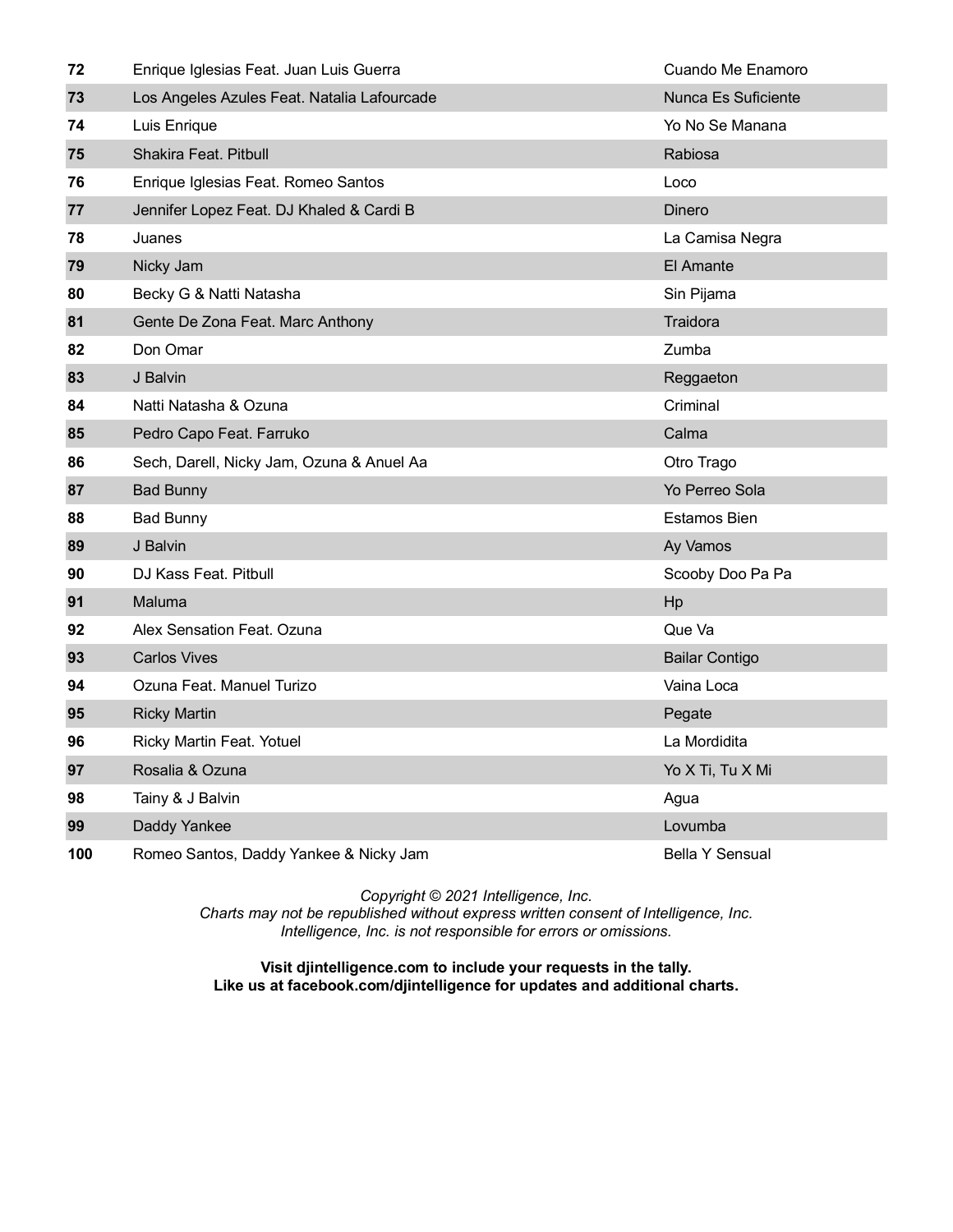| | | |
|---|---|---|
| 72 | Enrique Iglesias Feat. Juan Luis Guerra | Cuando Me Enamoro |
| 73 | Los Angeles Azules Feat. Natalia Lafourcade | Nunca Es Suficiente |
| 74 | Luis Enrique | Yo No Se Manana |
| 75 | Shakira Feat. Pitbull | Rabiosa |
| 76 | Enrique Iglesias Feat. Romeo Santos | Loco |
| 77 | Jennifer Lopez Feat. DJ Khaled & Cardi B | Dinero |
| 78 | Juanes | La Camisa Negra |
| 79 | Nicky Jam | El Amante |
| 80 | Becky G & Natti Natasha | Sin Pijama |
| 81 | Gente De Zona Feat. Marc Anthony | Traidora |
| 82 | Don Omar | Zumba |
| 83 | J Balvin | Reggaeton |
| 84 | Natti Natasha & Ozuna | Criminal |
| 85 | Pedro Capo Feat. Farruko | Calma |
| 86 | Sech, Darell, Nicky Jam, Ozuna & Anuel Aa | Otro Trago |
| 87 | Bad Bunny | Yo Perreo Sola |
| 88 | Bad Bunny | Estamos Bien |
| 89 | J Balvin | Ay Vamos |
| 90 | DJ Kass Feat. Pitbull | Scooby Doo Pa Pa |
| 91 | Maluma | Hp |
| 92 | Alex Sensation Feat. Ozuna | Que Va |
| 93 | Carlos Vives | Bailar Contigo |
| 94 | Ozuna Feat. Manuel Turizo | Vaina Loca |
| 95 | Ricky Martin | Pegate |
| 96 | Ricky Martin Feat. Yotuel | La Mordidita |
| 97 | Rosalia & Ozuna | Yo X Ti, Tu X Mi |
| 98 | Tainy & J Balvin | Agua |
| 99 | Daddy Yankee | Lovumba |
| 100 | Romeo Santos, Daddy Yankee & Nicky Jam | Bella Y Sensual |

*Copyright © 2021 Intelligence, Inc.*
*Charts may not be republished without express written consent of Intelligence, Inc.*
*Intelligence, Inc. is not responsible for errors or omissions.*

**Visit djintelligence.com to include your requests in the tally.**
**Like us at facebook.com/djintelligence for updates and additional charts.**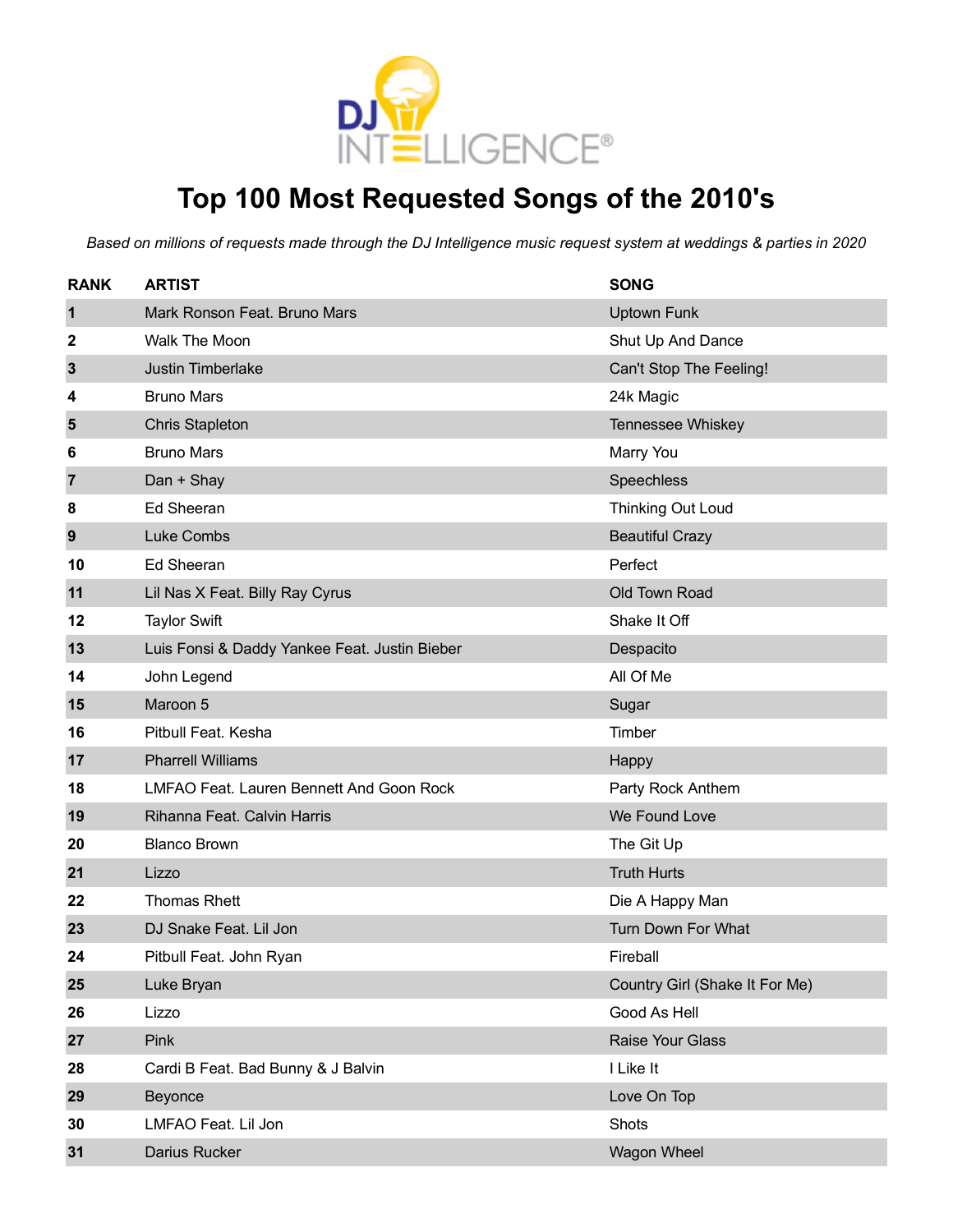# Top 100 Most Requested Songs of the 2010's

*Based on millions of requests made through the DJ Intelligence music request system at weddings & parties in 2020*

| RANK | ARTIST | SONG |
|---|---|---|
| 1 | Mark Ronson Feat. Bruno Mars | Uptown Funk |
| 2 | Walk The Moon | Shut Up And Dance |
| 3 | Justin Timberlake | Can't Stop The Feeling! |
| 4 | Bruno Mars | 24k Magic |
| 5 | Chris Stapleton | Tennessee Whiskey |
| 6 | Bruno Mars | Marry You |
| 7 | Dan + Shay | Speechless |
| 8 | Ed Sheeran | Thinking Out Loud |
| 9 | Luke Combs | Beautiful Crazy |
| 10 | Ed Sheeran | Perfect |
| 11 | Lil Nas X Feat. Billy Ray Cyrus | Old Town Road |
| 12 | Taylor Swift | Shake It Off |
| 13 | Luis Fonsi & Daddy Yankee Feat. Justin Bieber | Despacito |
| 14 | John Legend | All Of Me |
| 15 | Maroon 5 | Sugar |
| 16 | Pitbull Feat. Kesha | Timber |
| 17 | Pharrell Williams | Happy |
| 18 | LMFAO Feat. Lauren Bennett And Goon Rock | Party Rock Anthem |
| 19 | Rihanna Feat. Calvin Harris | We Found Love |
| 20 | Blanco Brown | The Git Up |
| 21 | Lizzo | Truth Hurts |
| 22 | Thomas Rhett | Die A Happy Man |
| 23 | DJ Snake Feat. Lil Jon | Turn Down For What |
| 24 | Pitbull Feat. John Ryan | Fireball |
| 25 | Luke Bryan | Country Girl (Shake It For Me) |
| 26 | Lizzo | Good As Hell |
| 27 | Pink | Raise Your Glass |
| 28 | Cardi B Feat. Bad Bunny & J Balvin | I Like It |
| 29 | Beyonce | Love On Top |
| 30 | LMFAO Feat. Lil Jon | Shots |
| 31 | Darius Rucker | Wagon Wheel |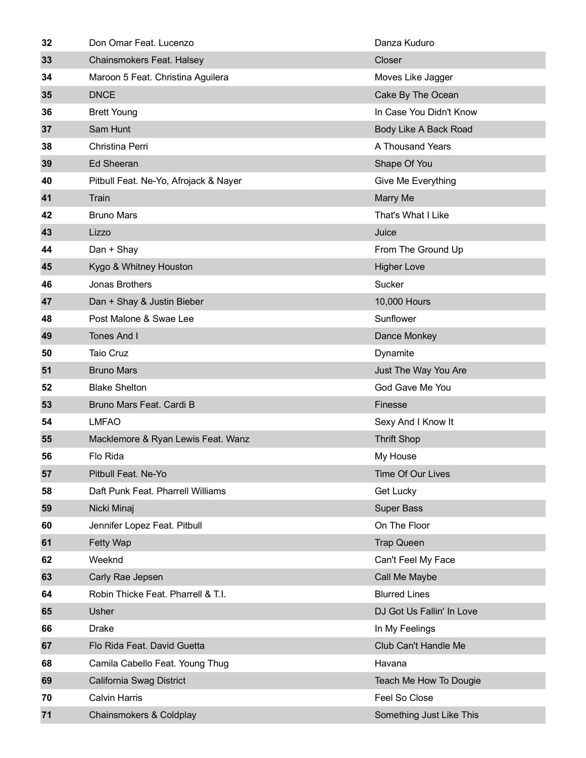| | | |
|---|---|---|
| 32 | Don Omar Feat. Lucenzo | Danza Kuduro |
| 33 | Chainsmokers Feat. Halsey | Closer |
| 34 | Maroon 5 Feat. Christina Aguilera | Moves Like Jagger |
| 35 | DNCE | Cake By The Ocean |
| 36 | Brett Young | In Case You Didn't Know |
| 37 | Sam Hunt | Body Like A Back Road |
| 38 | Christina Perri | A Thousand Years |
| 39 | Ed Sheeran | Shape Of You |
| 40 | Pitbull Feat. Ne-Yo, Afrojack & Nayer | Give Me Everything |
| 41 | Train | Marry Me |
| 42 | Bruno Mars | That's What I Like |
| 43 | Lizzo | Juice |
| 44 | Dan + Shay | From The Ground Up |
| 45 | Kygo & Whitney Houston | Higher Love |
| 46 | Jonas Brothers | Sucker |
| 47 | Dan + Shay & Justin Bieber | 10,000 Hours |
| 48 | Post Malone & Swae Lee | Sunflower |
| 49 | Tones And I | Dance Monkey |
| 50 | Taio Cruz | Dynamite |
| 51 | Bruno Mars | Just The Way You Are |
| 52 | Blake Shelton | God Gave Me You |
| 53 | Bruno Mars Feat. Cardi B | Finesse |
| 54 | LMFAO | Sexy And I Know It |
| 55 | Macklemore & Ryan Lewis Feat. Wanz | Thrift Shop |
| 56 | Flo Rida | My House |
| 57 | Pitbull Feat. Ne-Yo | Time Of Our Lives |
| 58 | Daft Punk Feat. Pharrell Williams | Get Lucky |
| 59 | Nicki Minaj | Super Bass |
| 60 | Jennifer Lopez Feat. Pitbull | On The Floor |
| 61 | Fetty Wap | Trap Queen |
| 62 | Weeknd | Can't Feel My Face |
| 63 | Carly Rae Jepsen | Call Me Maybe |
| 64 | Robin Thicke Feat. Pharrell & T.I. | Blurred Lines |
| 65 | Usher | DJ Got Us Fallin' In Love |
| 66 | Drake | In My Feelings |
| 67 | Flo Rida Feat. David Guetta | Club Can't Handle Me |
| 68 | Camila Cabello Feat. Young Thug | Havana |
| 69 | California Swag District | Teach Me How To Dougie |
| 70 | Calvin Harris | Feel So Close |
| 71 | Chainsmokers & Coldplay | Something Just Like This |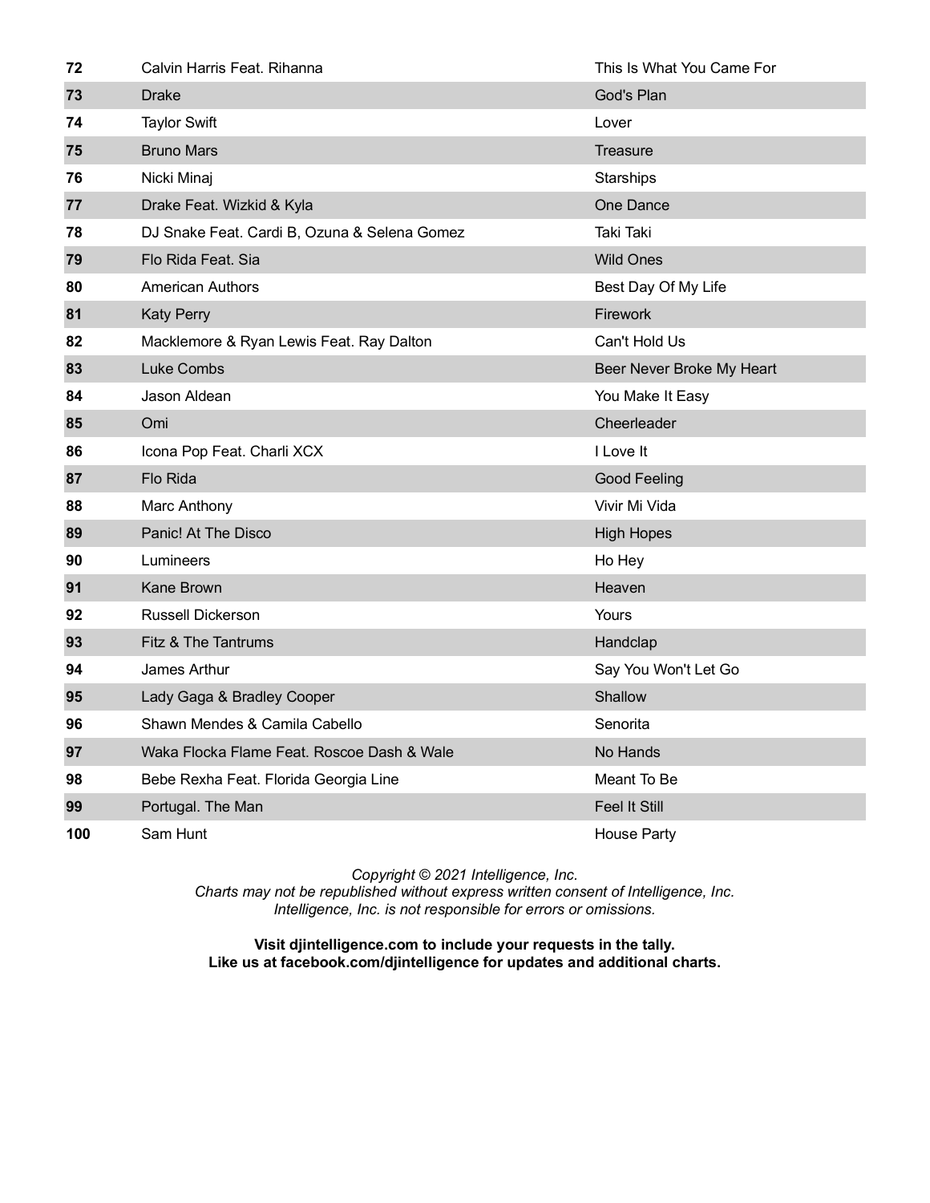| | | |
|---|---|---|
| **72** | Calvin Harris Feat. Rihanna | This Is What You Came For |
| **73** | Drake | God's Plan |
| **74** | Taylor Swift | Lover |
| **75** | Bruno Mars | Treasure |
| **76** | Nicki Minaj | Starships |
| **77** | Drake Feat. Wizkid & Kyla | One Dance |
| **78** | DJ Snake Feat. Cardi B, Ozuna & Selena Gomez | Taki Taki |
| **79** | Flo Rida Feat. Sia | Wild Ones |
| **80** | American Authors | Best Day Of My Life |
| **81** | Katy Perry | Firework |
| **82** | Macklemore & Ryan Lewis Feat. Ray Dalton | Can't Hold Us |
| **83** | Luke Combs | Beer Never Broke My Heart |
| **84** | Jason Aldean | You Make It Easy |
| **85** | Omi | Cheerleader |
| **86** | Icona Pop Feat. Charli XCX | I Love It |
| **87** | Flo Rida | Good Feeling |
| **88** | Marc Anthony | Vivir Mi Vida |
| **89** | Panic! At The Disco | High Hopes |
| **90** | Lumineers | Ho Hey |
| **91** | Kane Brown | Heaven |
| **92** | Russell Dickerson | Yours |
| **93** | Fitz & The Tantrums | Handclap |
| **94** | James Arthur | Say You Won't Let Go |
| **95** | Lady Gaga & Bradley Cooper | Shallow |
| **96** | Shawn Mendes & Camila Cabello | Senorita |
| **97** | Waka Flocka Flame Feat. Roscoe Dash & Wale | No Hands |
| **98** | Bebe Rexha Feat. Florida Georgia Line | Meant To Be |
| **99** | Portugal. The Man | Feel It Still |
| **100** | Sam Hunt | House Party |

*Copyright © 2021 Intelligence, Inc.*
*Charts may not be republished without express written consent of Intelligence, Inc.*
*Intelligence, Inc. is not responsible for errors or omissions.*

**Visit djintelligence.com to include your requests in the tally.**
**Like us at facebook.com/djintelligence for updates and additional charts.**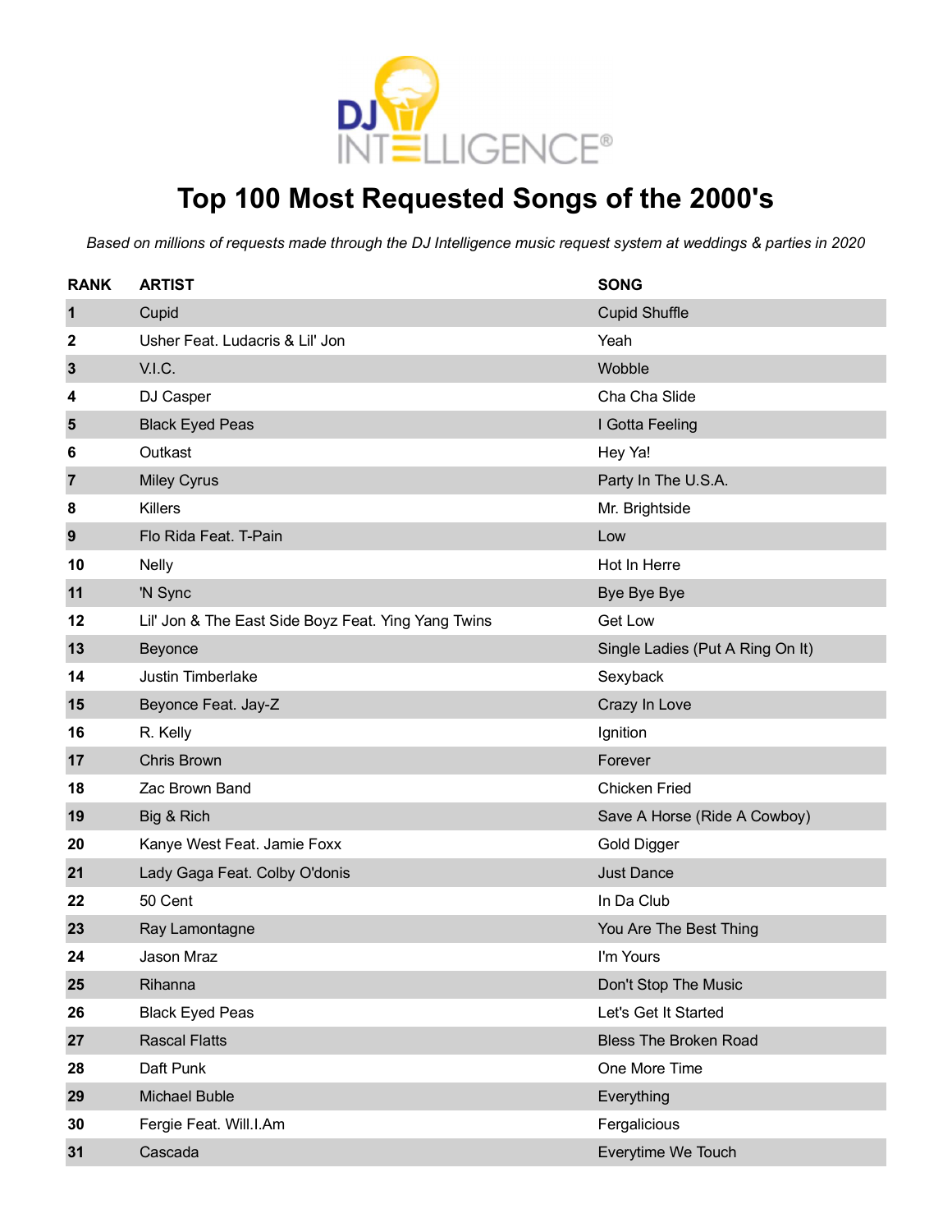# Top 100 Most Requested Songs of the 2000's

*Based on millions of requests made through the DJ Intelligence music request system at weddings & parties in 2020*

| RANK | ARTIST | SONG |
| --- | --- | --- |
| 1 | Cupid | Cupid Shuffle |
| 2 | Usher Feat. Ludacris & Lil' Jon | Yeah |
| 3 | V.I.C. | Wobble |
| 4 | DJ Casper | Cha Cha Slide |
| 5 | Black Eyed Peas | I Gotta Feeling |
| 6 | Outkast | Hey Ya! |
| 7 | Miley Cyrus | Party In The U.S.A. |
| 8 | Killers | Mr. Brightside |
| 9 | Flo Rida Feat. T-Pain | Low |
| 10 | Nelly | Hot In Herre |
| 11 | 'N Sync | Bye Bye Bye |
| 12 | Lil' Jon & The East Side Boyz Feat. Ying Yang Twins | Get Low |
| 13 | Beyonce | Single Ladies (Put A Ring On It) |
| 14 | Justin Timberlake | Sexyback |
| 15 | Beyonce Feat. Jay-Z | Crazy In Love |
| 16 | R. Kelly | Ignition |
| 17 | Chris Brown | Forever |
| 18 | Zac Brown Band | Chicken Fried |
| 19 | Big & Rich | Save A Horse (Ride A Cowboy) |
| 20 | Kanye West Feat. Jamie Foxx | Gold Digger |
| 21 | Lady Gaga Feat. Colby O'donis | Just Dance |
| 22 | 50 Cent | In Da Club |
| 23 | Ray Lamontagne | You Are The Best Thing |
| 24 | Jason Mraz | I'm Yours |
| 25 | Rihanna | Don't Stop The Music |
| 26 | Black Eyed Peas | Let's Get It Started |
| 27 | Rascal Flatts | Bless The Broken Road |
| 28 | Daft Punk | One More Time |
| 29 | Michael Buble | Everything |
| 30 | Fergie Feat. Will.I.Am | Fergalicious |
| 31 | Cascada | Everytime We Touch |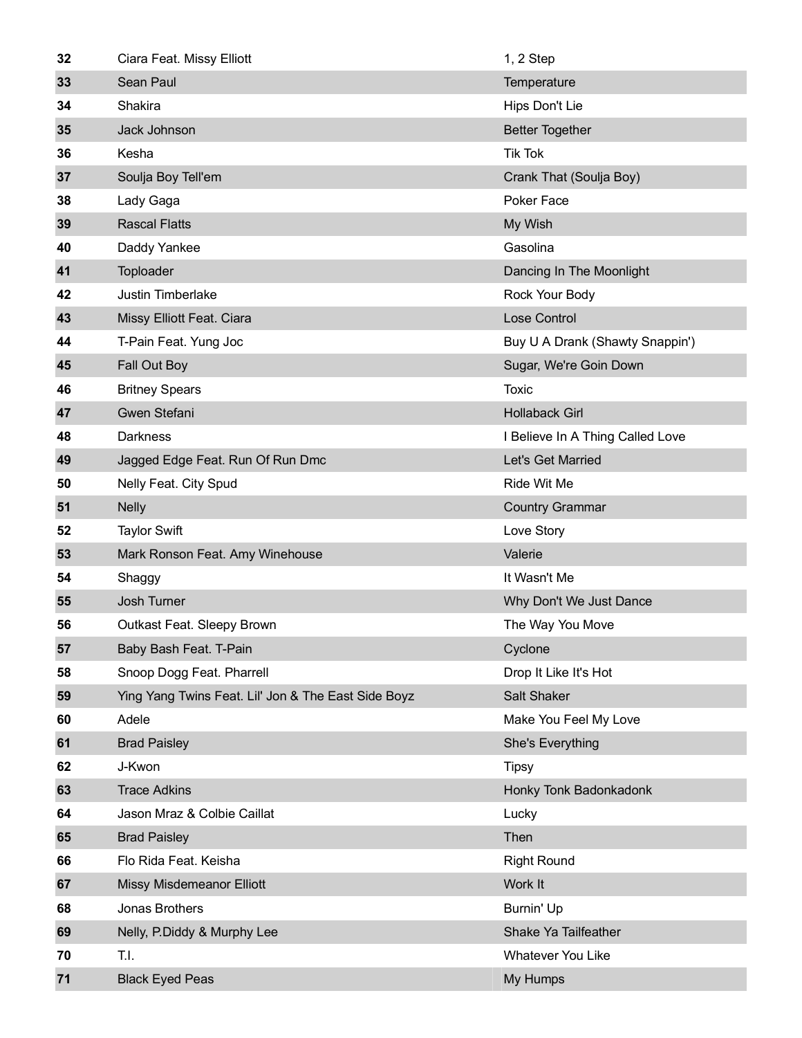| | | |
|---|---|---|
| 32 | Ciara Feat. Missy Elliott | 1, 2 Step |
| 33 | Sean Paul | Temperature |
| 34 | Shakira | Hips Don't Lie |
| 35 | Jack Johnson | Better Together |
| 36 | Kesha | Tik Tok |
| 37 | Soulja Boy Tell'em | Crank That (Soulja Boy) |
| 38 | Lady Gaga | Poker Face |
| 39 | Rascal Flatts | My Wish |
| 40 | Daddy Yankee | Gasolina |
| 41 | Toploader | Dancing In The Moonlight |
| 42 | Justin Timberlake | Rock Your Body |
| 43 | Missy Elliott Feat. Ciara | Lose Control |
| 44 | T-Pain Feat. Yung Joc | Buy U A Drank (Shawty Snappin') |
| 45 | Fall Out Boy | Sugar, We're Goin Down |
| 46 | Britney Spears | Toxic |
| 47 | Gwen Stefani | Hollaback Girl |
| 48 | Darkness | I Believe In A Thing Called Love |
| 49 | Jagged Edge Feat. Run Of Run Dmc | Let's Get Married |
| 50 | Nelly Feat. City Spud | Ride Wit Me |
| 51 | Nelly | Country Grammar |
| 52 | Taylor Swift | Love Story |
| 53 | Mark Ronson Feat. Amy Winehouse | Valerie |
| 54 | Shaggy | It Wasn't Me |
| 55 | Josh Turner | Why Don't We Just Dance |
| 56 | Outkast Feat. Sleepy Brown | The Way You Move |
| 57 | Baby Bash Feat. T-Pain | Cyclone |
| 58 | Snoop Dogg Feat. Pharrell | Drop It Like It's Hot |
| 59 | Ying Yang Twins Feat. Lil' Jon & The East Side Boyz | Salt Shaker |
| 60 | Adele | Make You Feel My Love |
| 61 | Brad Paisley | She's Everything |
| 62 | J-Kwon | Tipsy |
| 63 | Trace Adkins | Honky Tonk Badonkadonk |
| 64 | Jason Mraz & Colbie Caillat | Lucky |
| 65 | Brad Paisley | Then |
| 66 | Flo Rida Feat. Keisha | Right Round |
| 67 | Missy Misdemeanor Elliott | Work It |
| 68 | Jonas Brothers | Burnin' Up |
| 69 | Nelly, P.Diddy & Murphy Lee | Shake Ya Tailfeather |
| 70 | T.I. | Whatever You Like |
| 71 | Black Eyed Peas | My Humps |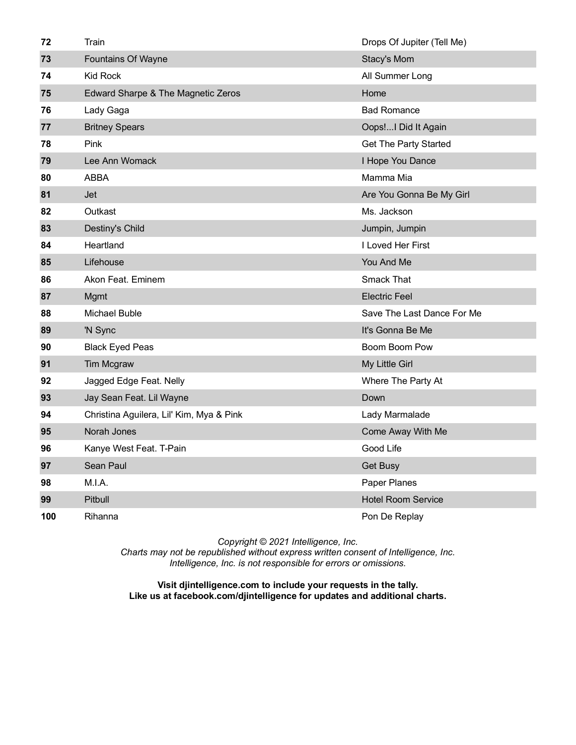| | | |
|---|---|---|
| 72 | Train | Drops Of Jupiter (Tell Me) |
| 73 | Fountains Of Wayne | Stacy's Mom |
| 74 | Kid Rock | All Summer Long |
| 75 | Edward Sharpe & The Magnetic Zeros | Home |
| 76 | Lady Gaga | Bad Romance |
| 77 | Britney Spears | Oops!...I Did It Again |
| 78 | Pink | Get The Party Started |
| 79 | Lee Ann Womack | I Hope You Dance |
| 80 | ABBA | Mamma Mia |
| 81 | Jet | Are You Gonna Be My Girl |
| 82 | Outkast | Ms. Jackson |
| 83 | Destiny's Child | Jumpin, Jumpin |
| 84 | Heartland | I Loved Her First |
| 85 | Lifehouse | You And Me |
| 86 | Akon Feat. Eminem | Smack That |
| 87 | Mgmt | Electric Feel |
| 88 | Michael Buble | Save The Last Dance For Me |
| 89 | 'N Sync | It's Gonna Be Me |
| 90 | Black Eyed Peas | Boom Boom Pow |
| 91 | Tim Mcgraw | My Little Girl |
| 92 | Jagged Edge Feat. Nelly | Where The Party At |
| 93 | Jay Sean Feat. Lil Wayne | Down |
| 94 | Christina Aguilera, Lil' Kim, Mya & Pink | Lady Marmalade |
| 95 | Norah Jones | Come Away With Me |
| 96 | Kanye West Feat. T-Pain | Good Life |
| 97 | Sean Paul | Get Busy |
| 98 | M.I.A. | Paper Planes |
| 99 | Pitbull | Hotel Room Service |
| 100 | Rihanna | Pon De Replay |

*Copyright © 2021 Intelligence, Inc.*
*Charts may not be republished without express written consent of Intelligence, Inc.*
*Intelligence, Inc. is not responsible for errors or omissions.*

**Visit djintelligence.com to include your requests in the tally.**
**Like us at facebook.com/djintelligence for updates and additional charts.**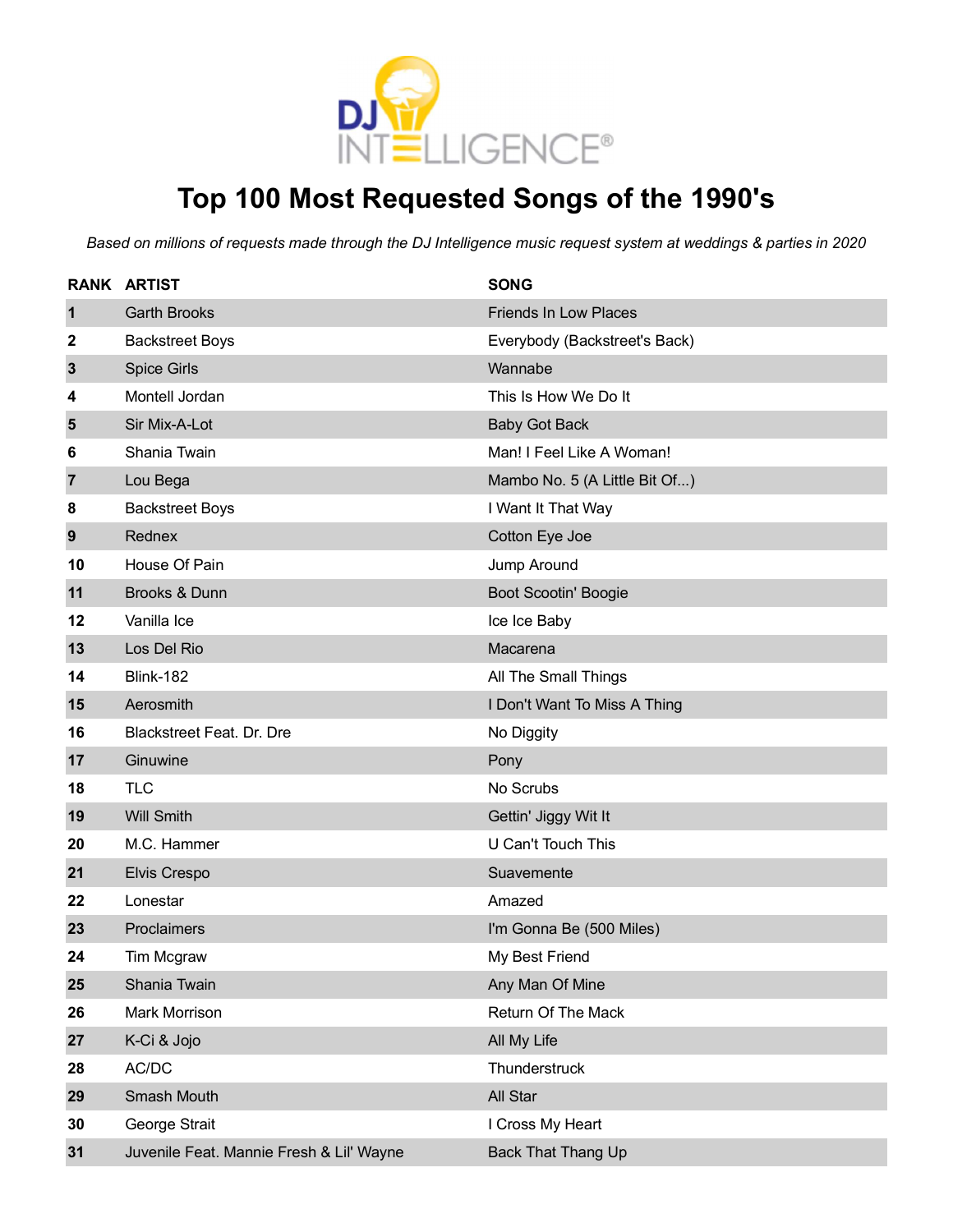# Top 100 Most Requested Songs of the 1990's

*Based on millions of requests made through the DJ Intelligence music request system at weddings & parties in 2020*

| RANK | ARTIST | SONG |
|---|---|---|
| 1 | Garth Brooks | Friends In Low Places |
| 2 | Backstreet Boys | Everybody (Backstreet's Back) |
| 3 | Spice Girls | Wannabe |
| 4 | Montell Jordan | This Is How We Do It |
| 5 | Sir Mix-A-Lot | Baby Got Back |
| 6 | Shania Twain | Man! I Feel Like A Woman! |
| 7 | Lou Bega | Mambo No. 5 (A Little Bit Of...) |
| 8 | Backstreet Boys | I Want It That Way |
| 9 | Rednex | Cotton Eye Joe |
| 10 | House Of Pain | Jump Around |
| 11 | Brooks & Dunn | Boot Scootin' Boogie |
| 12 | Vanilla Ice | Ice Ice Baby |
| 13 | Los Del Rio | Macarena |
| 14 | Blink-182 | All The Small Things |
| 15 | Aerosmith | I Don't Want To Miss A Thing |
| 16 | Blackstreet Feat. Dr. Dre | No Diggity |
| 17 | Ginuwine | Pony |
| 18 | TLC | No Scrubs |
| 19 | Will Smith | Gettin' Jiggy Wit It |
| 20 | M.C. Hammer | U Can't Touch This |
| 21 | Elvis Crespo | Suavemente |
| 22 | Lonestar | Amazed |
| 23 | Proclaimers | I'm Gonna Be (500 Miles) |
| 24 | Tim Mcgraw | My Best Friend |
| 25 | Shania Twain | Any Man Of Mine |
| 26 | Mark Morrison | Return Of The Mack |
| 27 | K-Ci & Jojo | All My Life |
| 28 | AC/DC | Thunderstruck |
| 29 | Smash Mouth | All Star |
| 30 | George Strait | I Cross My Heart |
| 31 | Juvenile Feat. Mannie Fresh & Lil' Wayne | Back That Thang Up |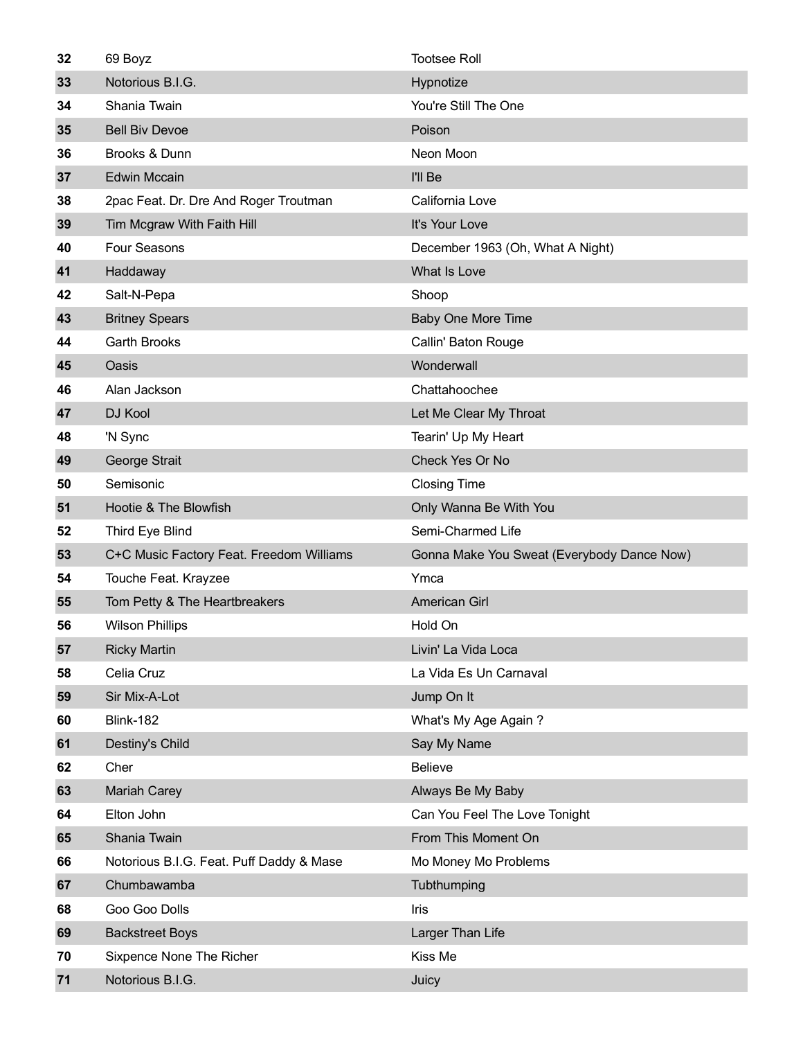| | | |
|---|---|---|
| 32 | 69 Boyz | Tootsee Roll |
| 33 | Notorious B.I.G. | Hypnotize |
| 34 | Shania Twain | You're Still The One |
| 35 | Bell Biv Devoe | Poison |
| 36 | Brooks & Dunn | Neon Moon |
| 37 | Edwin Mccain | I'll Be |
| 38 | 2pac Feat. Dr. Dre And Roger Troutman | California Love |
| 39 | Tim Mcgraw With Faith Hill | It's Your Love |
| 40 | Four Seasons | December 1963 (Oh, What A Night) |
| 41 | Haddaway | What Is Love |
| 42 | Salt-N-Pepa | Shoop |
| 43 | Britney Spears | Baby One More Time |
| 44 | Garth Brooks | Callin' Baton Rouge |
| 45 | Oasis | Wonderwall |
| 46 | Alan Jackson | Chattahoochee |
| 47 | DJ Kool | Let Me Clear My Throat |
| 48 | 'N Sync | Tearin' Up My Heart |
| 49 | George Strait | Check Yes Or No |
| 50 | Semisonic | Closing Time |
| 51 | Hootie & The Blowfish | Only Wanna Be With You |
| 52 | Third Eye Blind | Semi-Charmed Life |
| 53 | C+C Music Factory Feat. Freedom Williams | Gonna Make You Sweat (Everybody Dance Now) |
| 54 | Touche Feat. Krayzee | Ymca |
| 55 | Tom Petty & The Heartbreakers | American Girl |
| 56 | Wilson Phillips | Hold On |
| 57 | Ricky Martin | Livin' La Vida Loca |
| 58 | Celia Cruz | La Vida Es Un Carnaval |
| 59 | Sir Mix-A-Lot | Jump On It |
| 60 | Blink-182 | What's My Age Again ? |
| 61 | Destiny's Child | Say My Name |
| 62 | Cher | Believe |
| 63 | Mariah Carey | Always Be My Baby |
| 64 | Elton John | Can You Feel The Love Tonight |
| 65 | Shania Twain | From This Moment On |
| 66 | Notorious B.I.G. Feat. Puff Daddy & Mase | Mo Money Mo Problems |
| 67 | Chumbawamba | Tubthumping |
| 68 | Goo Goo Dolls | Iris |
| 69 | Backstreet Boys | Larger Than Life |
| 70 | Sixpence None The Richer | Kiss Me |
| 71 | Notorious B.I.G. | Juicy |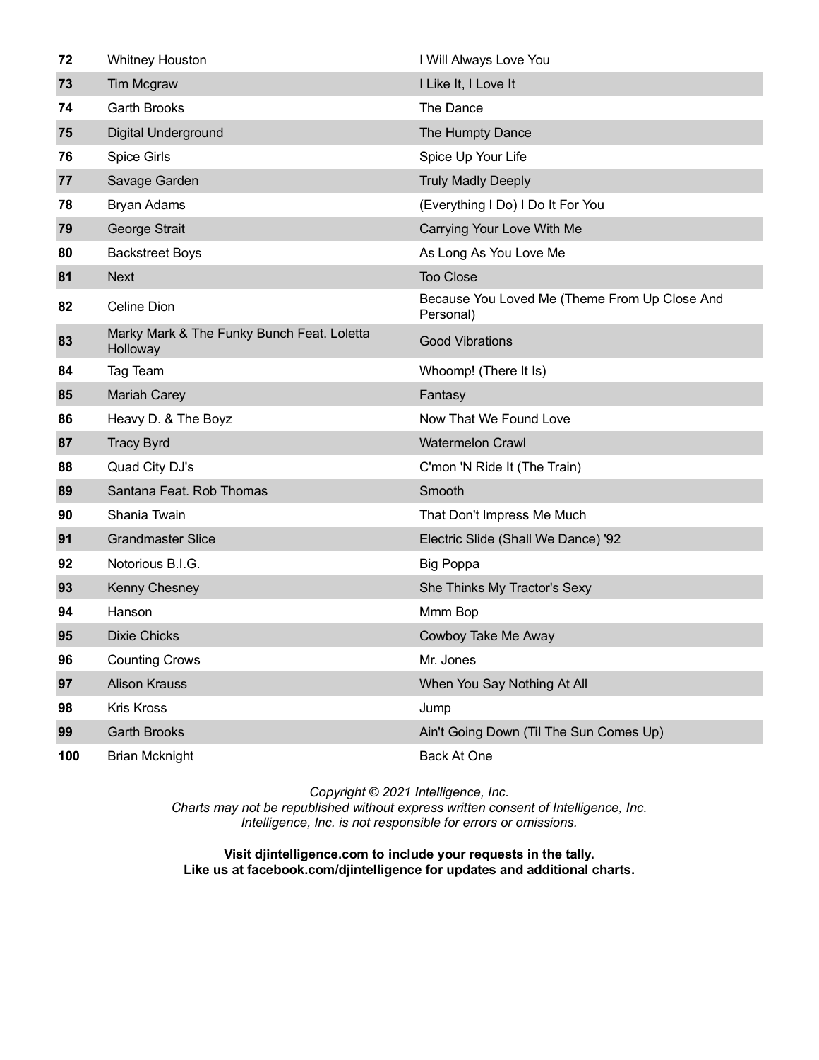| | | |
|---|---|---|
| 72 | Whitney Houston | I Will Always Love You |
| 73 | Tim Mcgraw | I Like It, I Love It |
| 74 | Garth Brooks | The Dance |
| 75 | Digital Underground | The Humpty Dance |
| 76 | Spice Girls | Spice Up Your Life |
| 77 | Savage Garden | Truly Madly Deeply |
| 78 | Bryan Adams | (Everything I Do) I Do It For You |
| 79 | George Strait | Carrying Your Love With Me |
| 80 | Backstreet Boys | As Long As You Love Me |
| 81 | Next | Too Close |
| 82 | Celine Dion | Because You Loved Me (Theme From Up Close And Personal) |
| 83 | Marky Mark & The Funky Bunch Feat. Loletta Holloway | Good Vibrations |
| 84 | Tag Team | Whoomp! (There It Is) |
| 85 | Mariah Carey | Fantasy |
| 86 | Heavy D. & The Boyz | Now That We Found Love |
| 87 | Tracy Byrd | Watermelon Crawl |
| 88 | Quad City DJ's | C'mon 'N Ride It (The Train) |
| 89 | Santana Feat. Rob Thomas | Smooth |
| 90 | Shania Twain | That Don't Impress Me Much |
| 91 | Grandmaster Slice | Electric Slide (Shall We Dance) '92 |
| 92 | Notorious B.I.G. | Big Poppa |
| 93 | Kenny Chesney | She Thinks My Tractor's Sexy |
| 94 | Hanson | Mmm Bop |
| 95 | Dixie Chicks | Cowboy Take Me Away |
| 96 | Counting Crows | Mr. Jones |
| 97 | Alison Krauss | When You Say Nothing At All |
| 98 | Kris Kross | Jump |
| 99 | Garth Brooks | Ain't Going Down (Til The Sun Comes Up) |
| 100 | Brian Mcknight | Back At One |

*Copyright © 2021 Intelligence, Inc.*
*Charts may not be republished without express written consent of Intelligence, Inc.*
*Intelligence, Inc. is not responsible for errors or omissions.*

**Visit djintelligence.com to include your requests in the tally.**
**Like us at facebook.com/djintelligence for updates and additional charts.**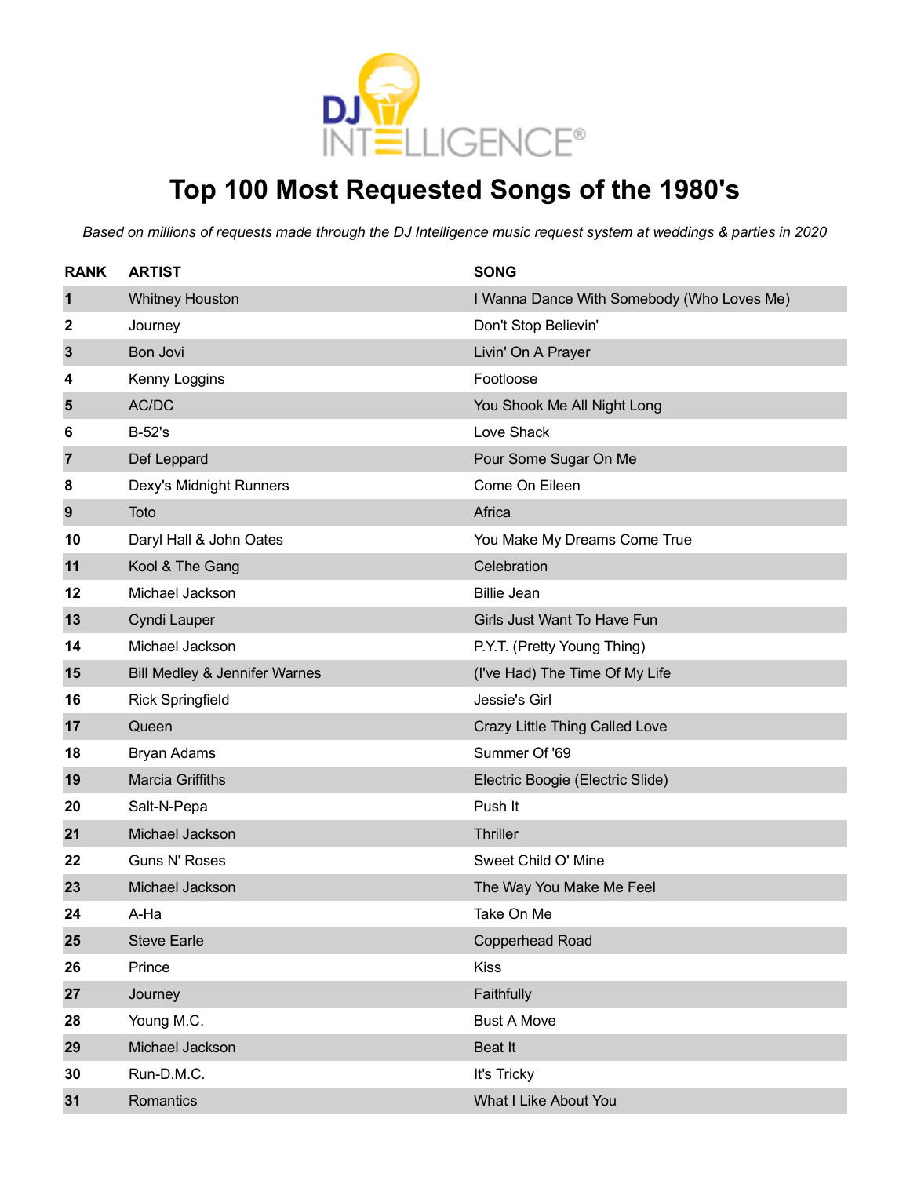# Top 100 Most Requested Songs of the 1980's

*Based on millions of requests made through the DJ Intelligence music request system at weddings & parties in 2020*

| RANK | ARTIST | SONG |
| --- | --- | --- |
| 1 | Whitney Houston | I Wanna Dance With Somebody (Who Loves Me) |
| 2 | Journey | Don't Stop Believin' |
| 3 | Bon Jovi | Livin' On A Prayer |
| 4 | Kenny Loggins | Footloose |
| 5 | AC/DC | You Shook Me All Night Long |
| 6 | B-52's | Love Shack |
| 7 | Def Leppard | Pour Some Sugar On Me |
| 8 | Dexy's Midnight Runners | Come On Eileen |
| 9 | Toto | Africa |
| 10 | Daryl Hall & John Oates | You Make My Dreams Come True |
| 11 | Kool & The Gang | Celebration |
| 12 | Michael Jackson | Billie Jean |
| 13 | Cyndi Lauper | Girls Just Want To Have Fun |
| 14 | Michael Jackson | P.Y.T. (Pretty Young Thing) |
| 15 | Bill Medley & Jennifer Warnes | (I've Had) The Time Of My Life |
| 16 | Rick Springfield | Jessie's Girl |
| 17 | Queen | Crazy Little Thing Called Love |
| 18 | Bryan Adams | Summer Of '69 |
| 19 | Marcia Griffiths | Electric Boogie (Electric Slide) |
| 20 | Salt-N-Pepa | Push It |
| 21 | Michael Jackson | Thriller |
| 22 | Guns N' Roses | Sweet Child O' Mine |
| 23 | Michael Jackson | The Way You Make Me Feel |
| 24 | A-Ha | Take On Me |
| 25 | Steve Earle | Copperhead Road |
| 26 | Prince | Kiss |
| 27 | Journey | Faithfully |
| 28 | Young M.C. | Bust A Move |
| 29 | Michael Jackson | Beat It |
| 30 | Run-D.M.C. | It's Tricky |
| 31 | Romantics | What I Like About You |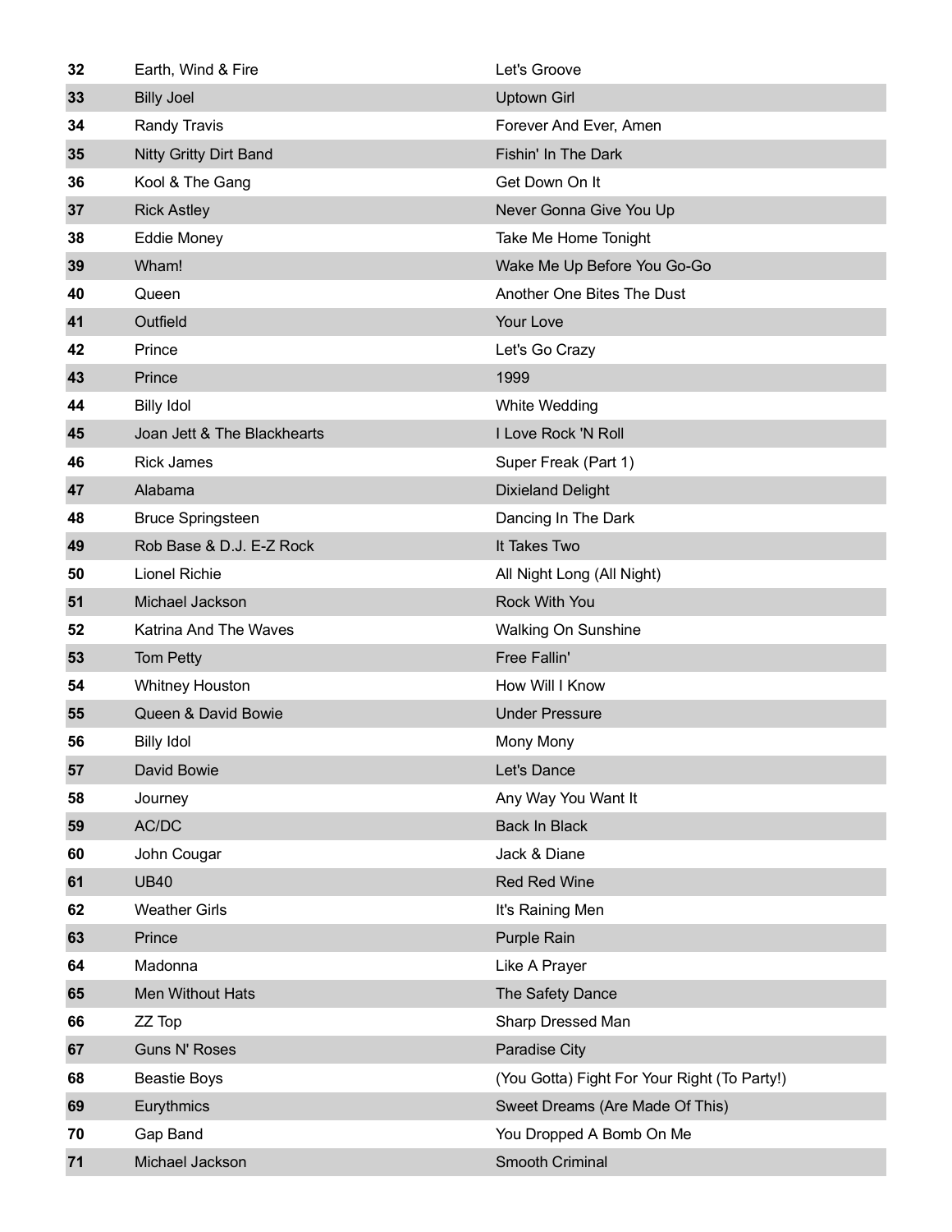| | | |
|---|---|---|
| 32 | Earth, Wind & Fire | Let's Groove |
| 33 | Billy Joel | Uptown Girl |
| 34 | Randy Travis | Forever And Ever, Amen |
| 35 | Nitty Gritty Dirt Band | Fishin' In The Dark |
| 36 | Kool & The Gang | Get Down On It |
| 37 | Rick Astley | Never Gonna Give You Up |
| 38 | Eddie Money | Take Me Home Tonight |
| 39 | Wham! | Wake Me Up Before You Go-Go |
| 40 | Queen | Another One Bites The Dust |
| 41 | Outfield | Your Love |
| 42 | Prince | Let's Go Crazy |
| 43 | Prince | 1999 |
| 44 | Billy Idol | White Wedding |
| 45 | Joan Jett & The Blackhearts | I Love Rock 'N Roll |
| 46 | Rick James | Super Freak (Part 1) |
| 47 | Alabama | Dixieland Delight |
| 48 | Bruce Springsteen | Dancing In The Dark |
| 49 | Rob Base & D.J. E-Z Rock | It Takes Two |
| 50 | Lionel Richie | All Night Long (All Night) |
| 51 | Michael Jackson | Rock With You |
| 52 | Katrina And The Waves | Walking On Sunshine |
| 53 | Tom Petty | Free Fallin' |
| 54 | Whitney Houston | How Will I Know |
| 55 | Queen & David Bowie | Under Pressure |
| 56 | Billy Idol | Mony Mony |
| 57 | David Bowie | Let's Dance |
| 58 | Journey | Any Way You Want It |
| 59 | AC/DC | Back In Black |
| 60 | John Cougar | Jack & Diane |
| 61 | UB40 | Red Red Wine |
| 62 | Weather Girls | It's Raining Men |
| 63 | Prince | Purple Rain |
| 64 | Madonna | Like A Prayer |
| 65 | Men Without Hats | The Safety Dance |
| 66 | ZZ Top | Sharp Dressed Man |
| 67 | Guns N' Roses | Paradise City |
| 68 | Beastie Boys | (You Gotta) Fight For Your Right (To Party!) |
| 69 | Eurythmics | Sweet Dreams (Are Made Of This) |
| 70 | Gap Band | You Dropped A Bomb On Me |
| 71 | Michael Jackson | Smooth Criminal |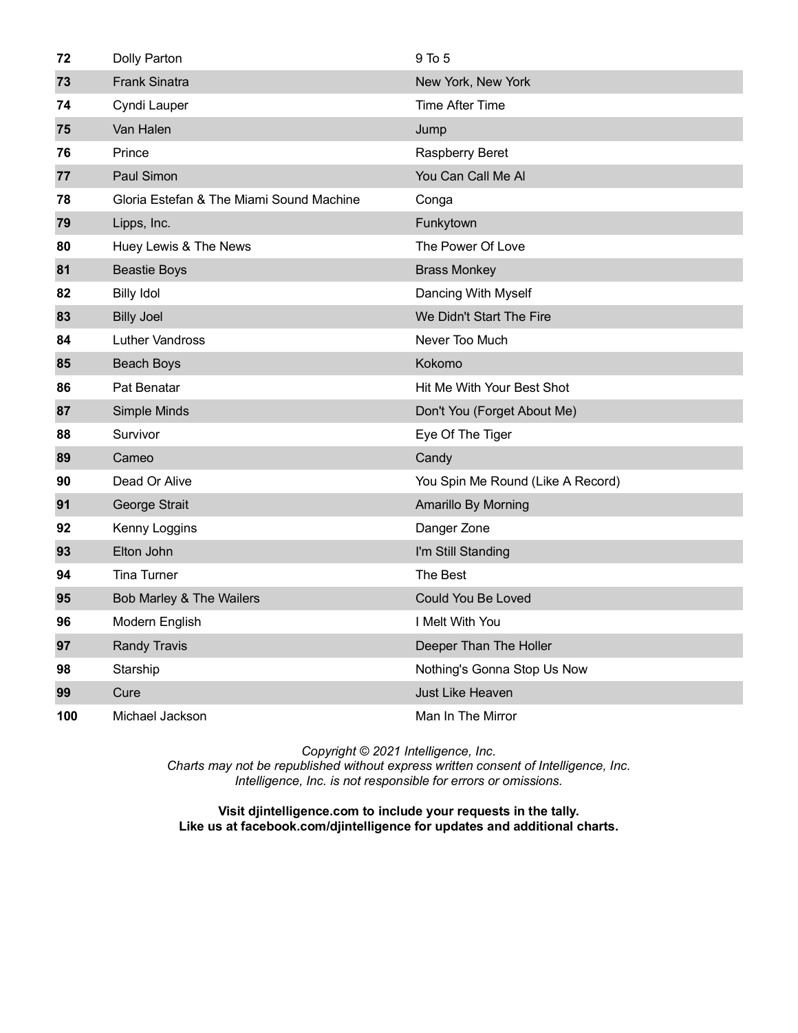| | | |
|---|---|---|
| 72 | Dolly Parton | 9 To 5 |
| 73 | Frank Sinatra | New York, New York |
| 74 | Cyndi Lauper | Time After Time |
| 75 | Van Halen | Jump |
| 76 | Prince | Raspberry Beret |
| 77 | Paul Simon | You Can Call Me Al |
| 78 | Gloria Estefan & The Miami Sound Machine | Conga |
| 79 | Lipps, Inc. | Funkytown |
| 80 | Huey Lewis & The News | The Power Of Love |
| 81 | Beastie Boys | Brass Monkey |
| 82 | Billy Idol | Dancing With Myself |
| 83 | Billy Joel | We Didn't Start The Fire |
| 84 | Luther Vandross | Never Too Much |
| 85 | Beach Boys | Kokomo |
| 86 | Pat Benatar | Hit Me With Your Best Shot |
| 87 | Simple Minds | Don't You (Forget About Me) |
| 88 | Survivor | Eye Of The Tiger |
| 89 | Cameo | Candy |
| 90 | Dead Or Alive | You Spin Me Round (Like A Record) |
| 91 | George Strait | Amarillo By Morning |
| 92 | Kenny Loggins | Danger Zone |
| 93 | Elton John | I'm Still Standing |
| 94 | Tina Turner | The Best |
| 95 | Bob Marley & The Wailers | Could You Be Loved |
| 96 | Modern English | I Melt With You |
| 97 | Randy Travis | Deeper Than The Holler |
| 98 | Starship | Nothing's Gonna Stop Us Now |
| 99 | Cure | Just Like Heaven |
| 100 | Michael Jackson | Man In The Mirror |

*Copyright © 2021 Intelligence, Inc.*
*Charts may not be republished without express written consent of Intelligence, Inc.*
*Intelligence, Inc. is not responsible for errors or omissions.*

**Visit djintelligence.com to include your requests in the tally.**
**Like us at facebook.com/djintelligence for updates and additional charts.**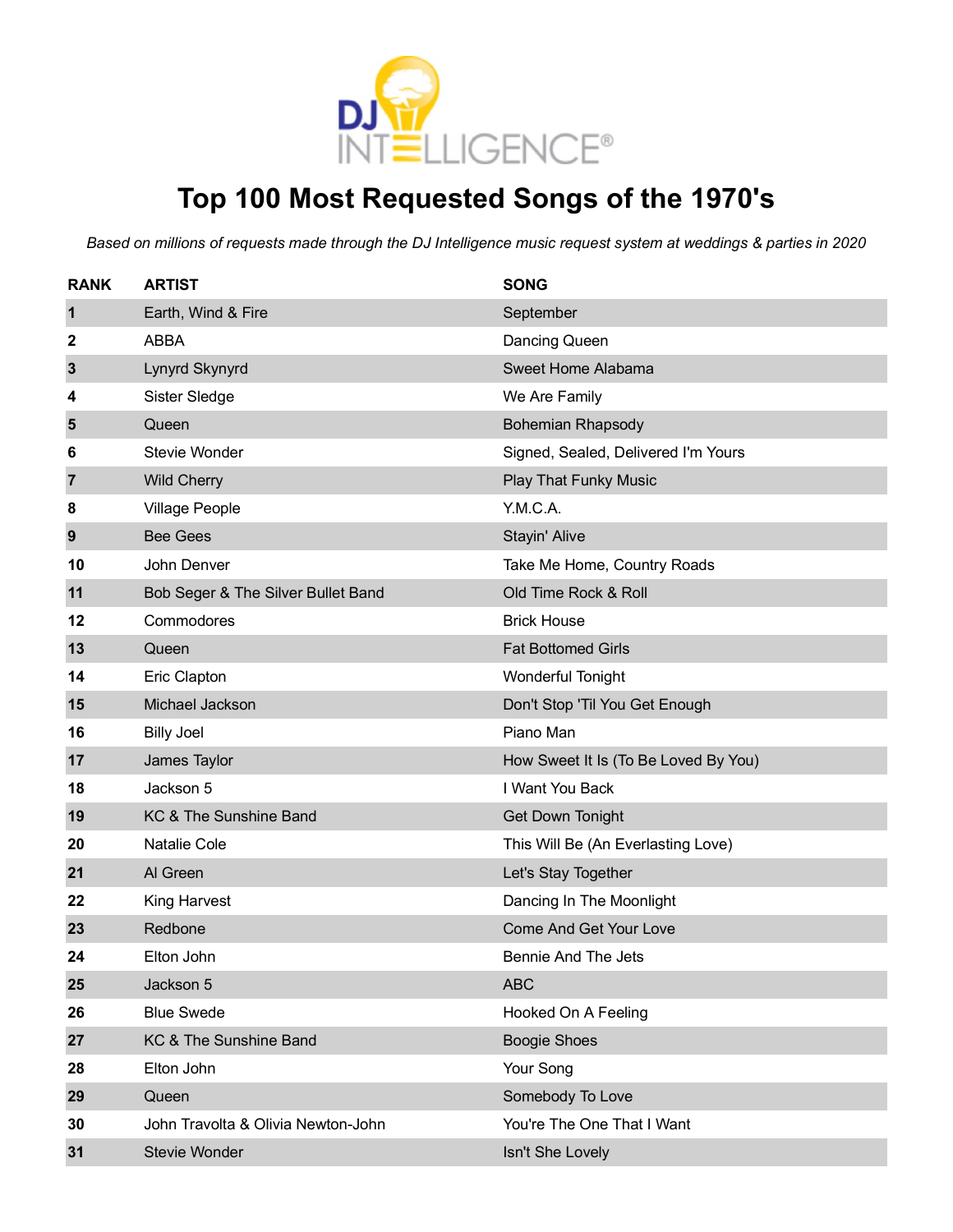DJ INTELLIGENCE®

# Top 100 Most Requested Songs of the 1970's

*Based on millions of requests made through the DJ Intelligence music request system at weddings & parties in 2020*

| RANK | ARTIST | SONG |
|---|---|---|
| 1 | Earth, Wind & Fire | September |
| 2 | ABBA | Dancing Queen |
| 3 | Lynyrd Skynyrd | Sweet Home Alabama |
| 4 | Sister Sledge | We Are Family |
| 5 | Queen | Bohemian Rhapsody |
| 6 | Stevie Wonder | Signed, Sealed, Delivered I'm Yours |
| 7 | Wild Cherry | Play That Funky Music |
| 8 | Village People | Y.M.C.A. |
| 9 | Bee Gees | Stayin' Alive |
| 10 | John Denver | Take Me Home, Country Roads |
| 11 | Bob Seger & The Silver Bullet Band | Old Time Rock & Roll |
| 12 | Commodores | Brick House |
| 13 | Queen | Fat Bottomed Girls |
| 14 | Eric Clapton | Wonderful Tonight |
| 15 | Michael Jackson | Don't Stop 'Til You Get Enough |
| 16 | Billy Joel | Piano Man |
| 17 | James Taylor | How Sweet It Is (To Be Loved By You) |
| 18 | Jackson 5 | I Want You Back |
| 19 | KC & The Sunshine Band | Get Down Tonight |
| 20 | Natalie Cole | This Will Be (An Everlasting Love) |
| 21 | Al Green | Let's Stay Together |
| 22 | King Harvest | Dancing In The Moonlight |
| 23 | Redbone | Come And Get Your Love |
| 24 | Elton John | Bennie And The Jets |
| 25 | Jackson 5 | ABC |
| 26 | Blue Swede | Hooked On A Feeling |
| 27 | KC & The Sunshine Band | Boogie Shoes |
| 28 | Elton John | Your Song |
| 29 | Queen | Somebody To Love |
| 30 | John Travolta & Olivia Newton-John | You're The One That I Want |
| 31 | Stevie Wonder | Isn't She Lovely |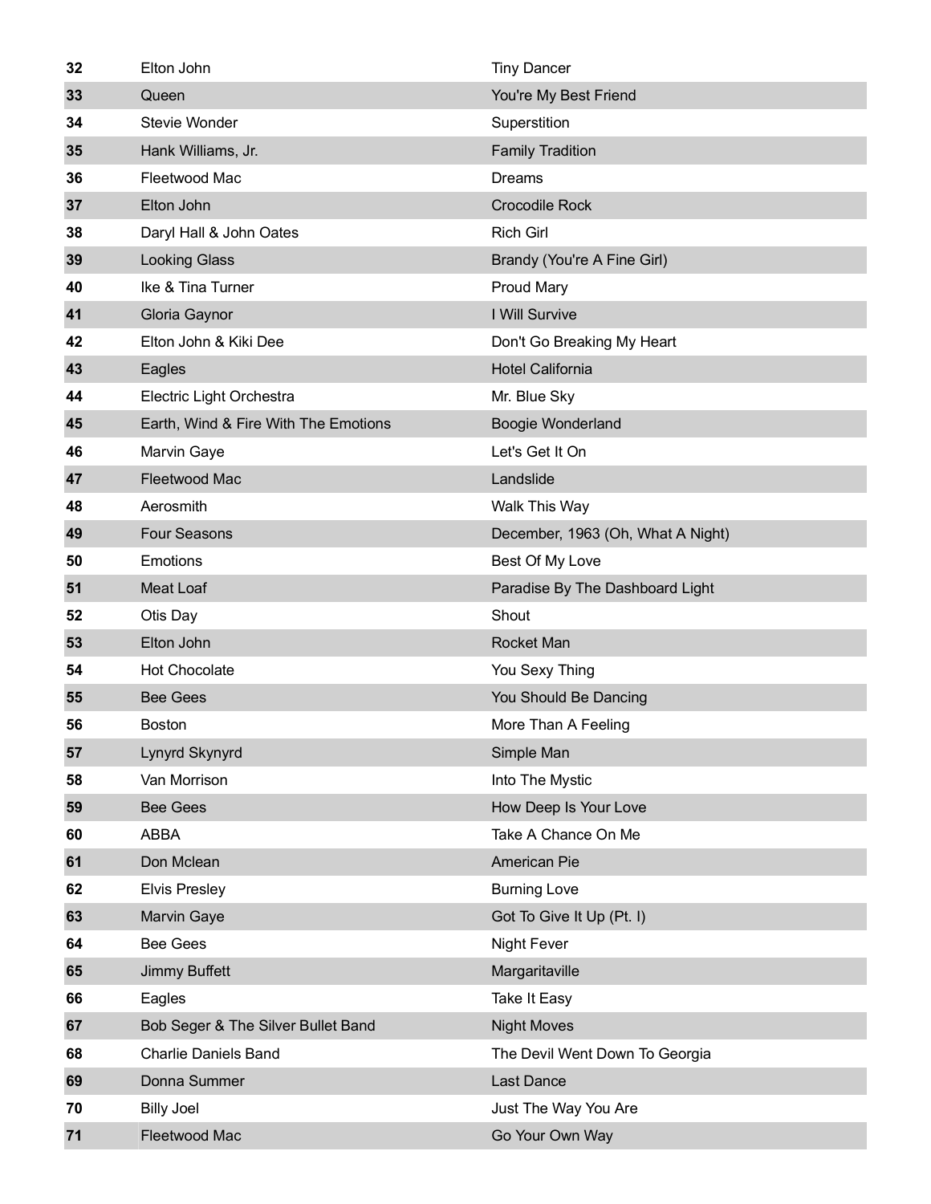| | | |
|---|---|---|
| 32 | Elton John | Tiny Dancer |
| 33 | Queen | You're My Best Friend |
| 34 | Stevie Wonder | Superstition |
| 35 | Hank Williams, Jr. | Family Tradition |
| 36 | Fleetwood Mac | Dreams |
| 37 | Elton John | Crocodile Rock |
| 38 | Daryl Hall & John Oates | Rich Girl |
| 39 | Looking Glass | Brandy (You're A Fine Girl) |
| 40 | Ike & Tina Turner | Proud Mary |
| 41 | Gloria Gaynor | I Will Survive |
| 42 | Elton John & Kiki Dee | Don't Go Breaking My Heart |
| 43 | Eagles | Hotel California |
| 44 | Electric Light Orchestra | Mr. Blue Sky |
| 45 | Earth, Wind & Fire With The Emotions | Boogie Wonderland |
| 46 | Marvin Gaye | Let's Get It On |
| 47 | Fleetwood Mac | Landslide |
| 48 | Aerosmith | Walk This Way |
| 49 | Four Seasons | December, 1963 (Oh, What A Night) |
| 50 | Emotions | Best Of My Love |
| 51 | Meat Loaf | Paradise By The Dashboard Light |
| 52 | Otis Day | Shout |
| 53 | Elton John | Rocket Man |
| 54 | Hot Chocolate | You Sexy Thing |
| 55 | Bee Gees | You Should Be Dancing |
| 56 | Boston | More Than A Feeling |
| 57 | Lynyrd Skynyrd | Simple Man |
| 58 | Van Morrison | Into The Mystic |
| 59 | Bee Gees | How Deep Is Your Love |
| 60 | ABBA | Take A Chance On Me |
| 61 | Don Mclean | American Pie |
| 62 | Elvis Presley | Burning Love |
| 63 | Marvin Gaye | Got To Give It Up (Pt. I) |
| 64 | Bee Gees | Night Fever |
| 65 | Jimmy Buffett | Margaritaville |
| 66 | Eagles | Take It Easy |
| 67 | Bob Seger & The Silver Bullet Band | Night Moves |
| 68 | Charlie Daniels Band | The Devil Went Down To Georgia |
| 69 | Donna Summer | Last Dance |
| 70 | Billy Joel | Just The Way You Are |
| 71 | Fleetwood Mac | Go Your Own Way |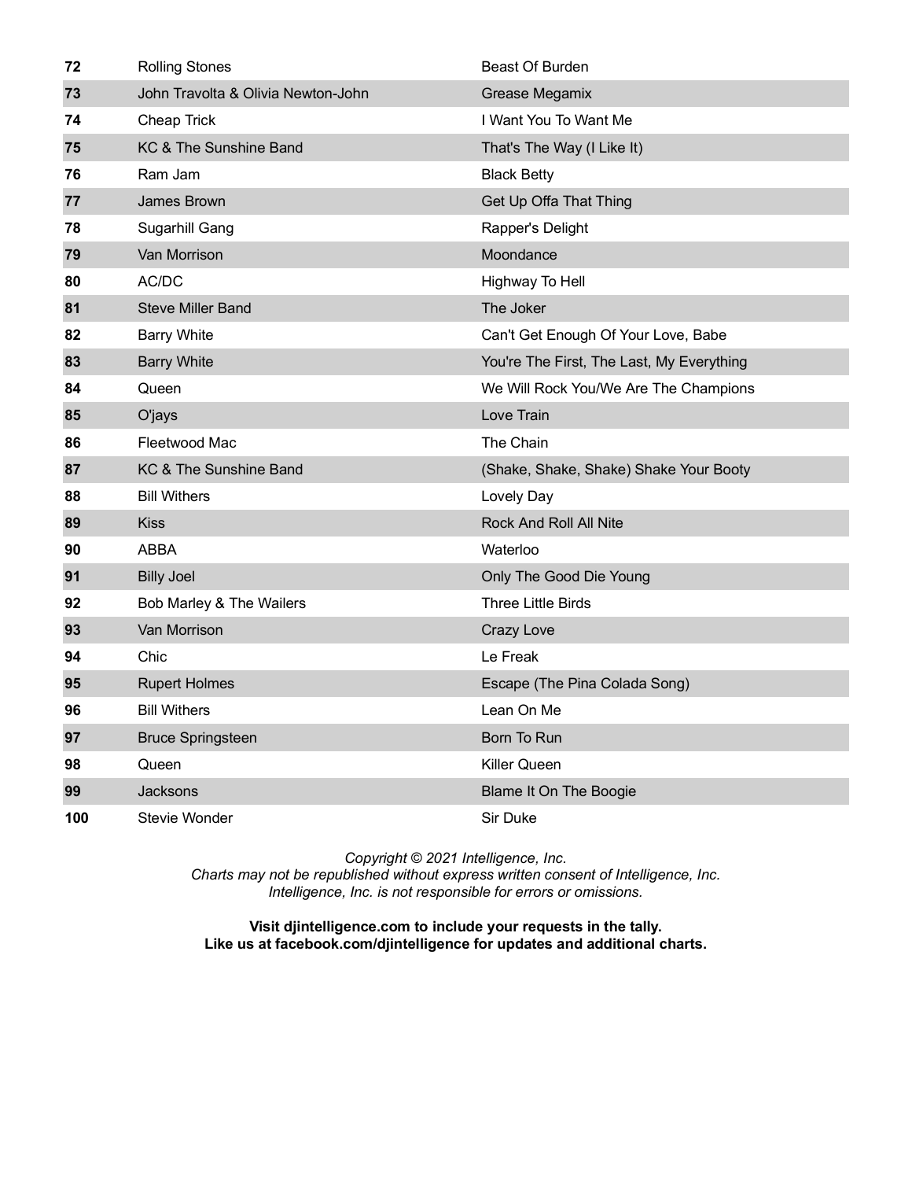| | | |
|---|---|---|
| 72 | Rolling Stones | Beast Of Burden |
| 73 | John Travolta & Olivia Newton-John | Grease Megamix |
| 74 | Cheap Trick | I Want You To Want Me |
| 75 | KC & The Sunshine Band | That's The Way (I Like It) |
| 76 | Ram Jam | Black Betty |
| 77 | James Brown | Get Up Offa That Thing |
| 78 | Sugarhill Gang | Rapper's Delight |
| 79 | Van Morrison | Moondance |
| 80 | AC/DC | Highway To Hell |
| 81 | Steve Miller Band | The Joker |
| 82 | Barry White | Can't Get Enough Of Your Love, Babe |
| 83 | Barry White | You're The First, The Last, My Everything |
| 84 | Queen | We Will Rock You/We Are The Champions |
| 85 | O'jays | Love Train |
| 86 | Fleetwood Mac | The Chain |
| 87 | KC & The Sunshine Band | (Shake, Shake, Shake) Shake Your Booty |
| 88 | Bill Withers | Lovely Day |
| 89 | Kiss | Rock And Roll All Nite |
| 90 | ABBA | Waterloo |
| 91 | Billy Joel | Only The Good Die Young |
| 92 | Bob Marley & The Wailers | Three Little Birds |
| 93 | Van Morrison | Crazy Love |
| 94 | Chic | Le Freak |
| 95 | Rupert Holmes | Escape (The Pina Colada Song) |
| 96 | Bill Withers | Lean On Me |
| 97 | Bruce Springsteen | Born To Run |
| 98 | Queen | Killer Queen |
| 99 | Jacksons | Blame It On The Boogie |
| 100 | Stevie Wonder | Sir Duke |

*Copyright © 2021 Intelligence, Inc.*
*Charts may not be republished without express written consent of Intelligence, Inc.*
*Intelligence, Inc. is not responsible for errors or omissions.*

**Visit djintelligence.com to include your requests in the tally.**
**Like us at facebook.com/djintelligence for updates and additional charts.**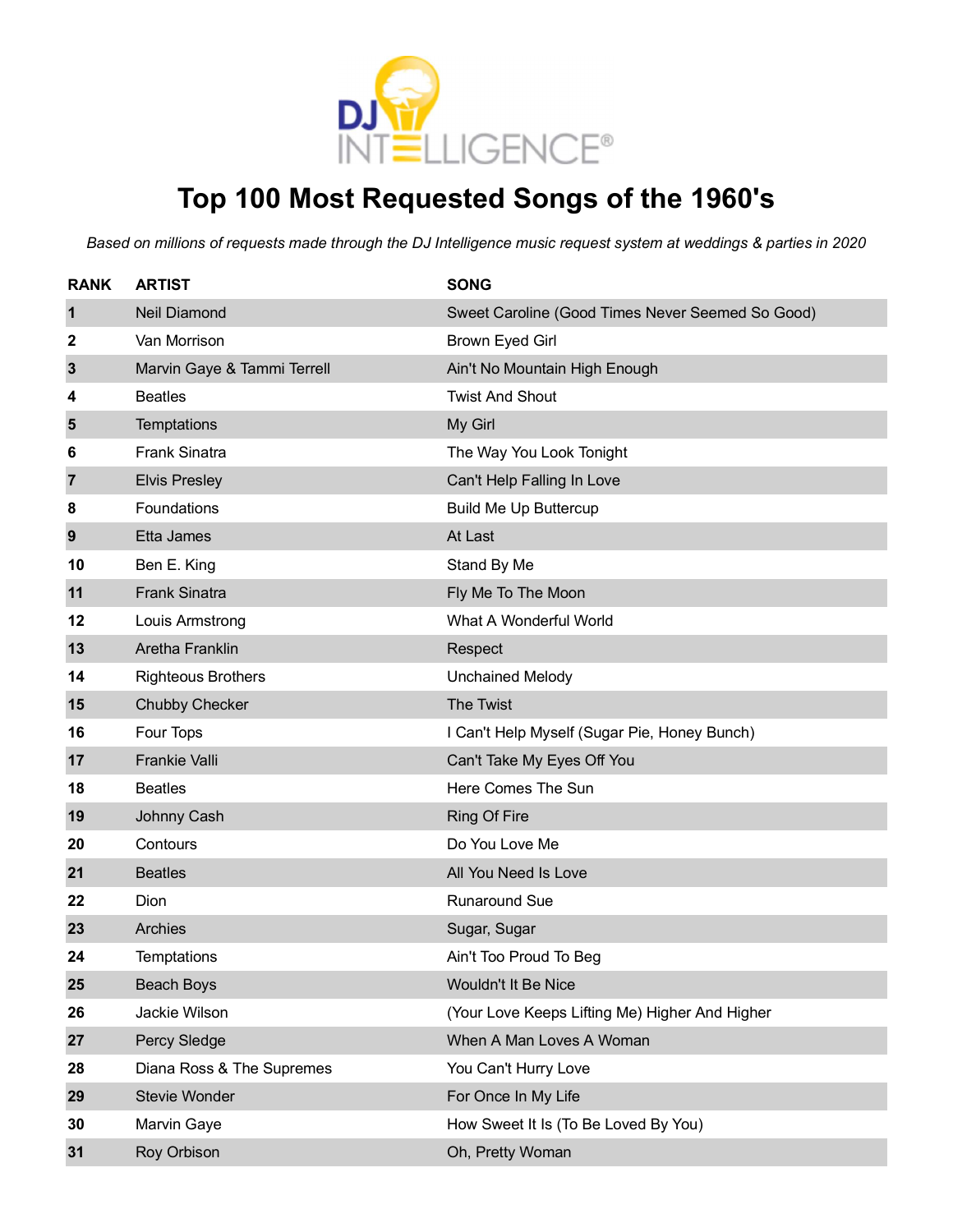# Top 100 Most Requested Songs of the 1960's

*Based on millions of requests made through the DJ Intelligence music request system at weddings & parties in 2020*

| RANK | ARTIST | SONG |
|---|---|---|
| 1 | Neil Diamond | Sweet Caroline (Good Times Never Seemed So Good) |
| 2 | Van Morrison | Brown Eyed Girl |
| 3 | Marvin Gaye & Tammi Terrell | Ain't No Mountain High Enough |
| 4 | Beatles | Twist And Shout |
| 5 | Temptations | My Girl |
| 6 | Frank Sinatra | The Way You Look Tonight |
| 7 | Elvis Presley | Can't Help Falling In Love |
| 8 | Foundations | Build Me Up Buttercup |
| 9 | Etta James | At Last |
| 10 | Ben E. King | Stand By Me |
| 11 | Frank Sinatra | Fly Me To The Moon |
| 12 | Louis Armstrong | What A Wonderful World |
| 13 | Aretha Franklin | Respect |
| 14 | Righteous Brothers | Unchained Melody |
| 15 | Chubby Checker | The Twist |
| 16 | Four Tops | I Can't Help Myself (Sugar Pie, Honey Bunch) |
| 17 | Frankie Valli | Can't Take My Eyes Off You |
| 18 | Beatles | Here Comes The Sun |
| 19 | Johnny Cash | Ring Of Fire |
| 20 | Contours | Do You Love Me |
| 21 | Beatles | All You Need Is Love |
| 22 | Dion | Runaround Sue |
| 23 | Archies | Sugar, Sugar |
| 24 | Temptations | Ain't Too Proud To Beg |
| 25 | Beach Boys | Wouldn't It Be Nice |
| 26 | Jackie Wilson | (Your Love Keeps Lifting Me) Higher And Higher |
| 27 | Percy Sledge | When A Man Loves A Woman |
| 28 | Diana Ross & The Supremes | You Can't Hurry Love |
| 29 | Stevie Wonder | For Once In My Life |
| 30 | Marvin Gaye | How Sweet It Is (To Be Loved By You) |
| 31 | Roy Orbison | Oh, Pretty Woman |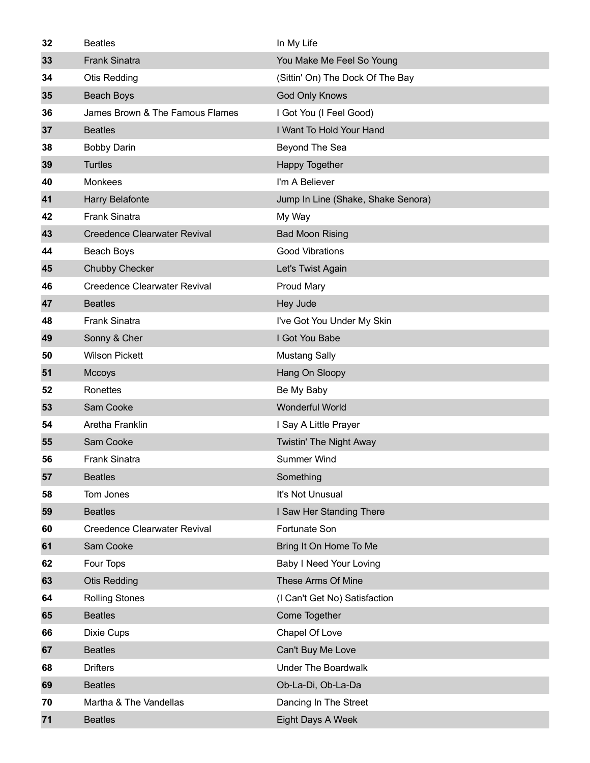| | | |
|---|---|---|
| 32 | Beatles | In My Life |
| 33 | Frank Sinatra | You Make Me Feel So Young |
| 34 | Otis Redding | (Sittin' On) The Dock Of The Bay |
| 35 | Beach Boys | God Only Knows |
| 36 | James Brown & The Famous Flames | I Got You (I Feel Good) |
| 37 | Beatles | I Want To Hold Your Hand |
| 38 | Bobby Darin | Beyond The Sea |
| 39 | Turtles | Happy Together |
| 40 | Monkees | I'm A Believer |
| 41 | Harry Belafonte | Jump In Line (Shake, Shake Senora) |
| 42 | Frank Sinatra | My Way |
| 43 | Creedence Clearwater Revival | Bad Moon Rising |
| 44 | Beach Boys | Good Vibrations |
| 45 | Chubby Checker | Let's Twist Again |
| 46 | Creedence Clearwater Revival | Proud Mary |
| 47 | Beatles | Hey Jude |
| 48 | Frank Sinatra | I've Got You Under My Skin |
| 49 | Sonny & Cher | I Got You Babe |
| 50 | Wilson Pickett | Mustang Sally |
| 51 | Mccoys | Hang On Sloopy |
| 52 | Ronettes | Be My Baby |
| 53 | Sam Cooke | Wonderful World |
| 54 | Aretha Franklin | I Say A Little Prayer |
| 55 | Sam Cooke | Twistin' The Night Away |
| 56 | Frank Sinatra | Summer Wind |
| 57 | Beatles | Something |
| 58 | Tom Jones | It's Not Unusual |
| 59 | Beatles | I Saw Her Standing There |
| 60 | Creedence Clearwater Revival | Fortunate Son |
| 61 | Sam Cooke | Bring It On Home To Me |
| 62 | Four Tops | Baby I Need Your Loving |
| 63 | Otis Redding | These Arms Of Mine |
| 64 | Rolling Stones | (I Can't Get No) Satisfaction |
| 65 | Beatles | Come Together |
| 66 | Dixie Cups | Chapel Of Love |
| 67 | Beatles | Can't Buy Me Love |
| 68 | Drifters | Under The Boardwalk |
| 69 | Beatles | Ob-La-Di, Ob-La-Da |
| 70 | Martha & The Vandellas | Dancing In The Street |
| 71 | Beatles | Eight Days A Week |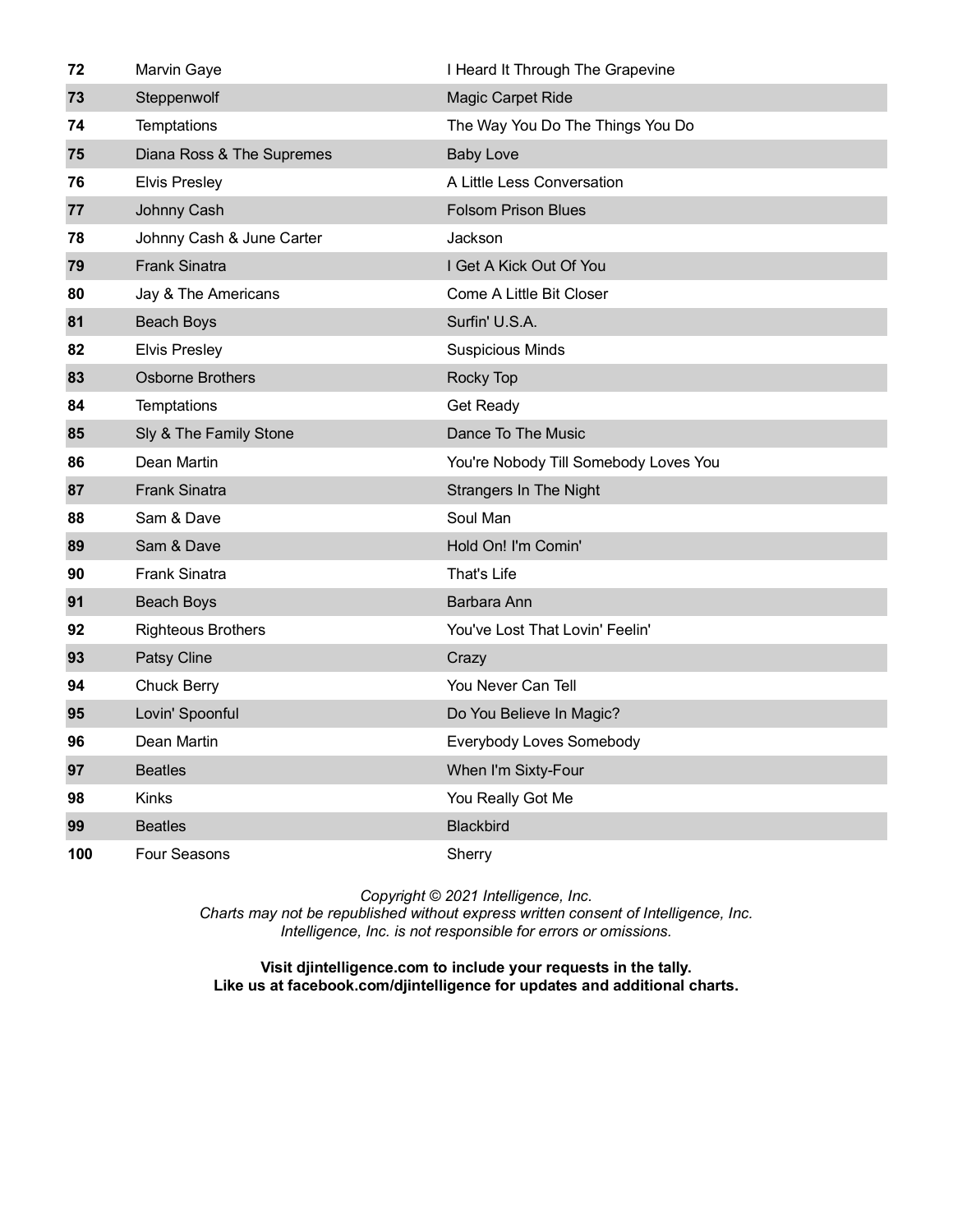| | | |
|---|---|---|
| 72 | Marvin Gaye | I Heard It Through The Grapevine |
| 73 | Steppenwolf | Magic Carpet Ride |
| 74 | Temptations | The Way You Do The Things You Do |
| 75 | Diana Ross & The Supremes | Baby Love |
| 76 | Elvis Presley | A Little Less Conversation |
| 77 | Johnny Cash | Folsom Prison Blues |
| 78 | Johnny Cash & June Carter | Jackson |
| 79 | Frank Sinatra | I Get A Kick Out Of You |
| 80 | Jay & The Americans | Come A Little Bit Closer |
| 81 | Beach Boys | Surfin' U.S.A. |
| 82 | Elvis Presley | Suspicious Minds |
| 83 | Osborne Brothers | Rocky Top |
| 84 | Temptations | Get Ready |
| 85 | Sly & The Family Stone | Dance To The Music |
| 86 | Dean Martin | You're Nobody Till Somebody Loves You |
| 87 | Frank Sinatra | Strangers In The Night |
| 88 | Sam & Dave | Soul Man |
| 89 | Sam & Dave | Hold On! I'm Comin' |
| 90 | Frank Sinatra | That's Life |
| 91 | Beach Boys | Barbara Ann |
| 92 | Righteous Brothers | You've Lost That Lovin' Feelin' |
| 93 | Patsy Cline | Crazy |
| 94 | Chuck Berry | You Never Can Tell |
| 95 | Lovin' Spoonful | Do You Believe In Magic? |
| 96 | Dean Martin | Everybody Loves Somebody |
| 97 | Beatles | When I'm Sixty-Four |
| 98 | Kinks | You Really Got Me |
| 99 | Beatles | Blackbird |
| 100 | Four Seasons | Sherry |

*Copyright © 2021 Intelligence, Inc.*
*Charts may not be republished without express written consent of Intelligence, Inc.*
*Intelligence, Inc. is not responsible for errors or omissions.*

**Visit djintelligence.com to include your requests in the tally.**
**Like us at facebook.com/djintelligence for updates and additional charts.**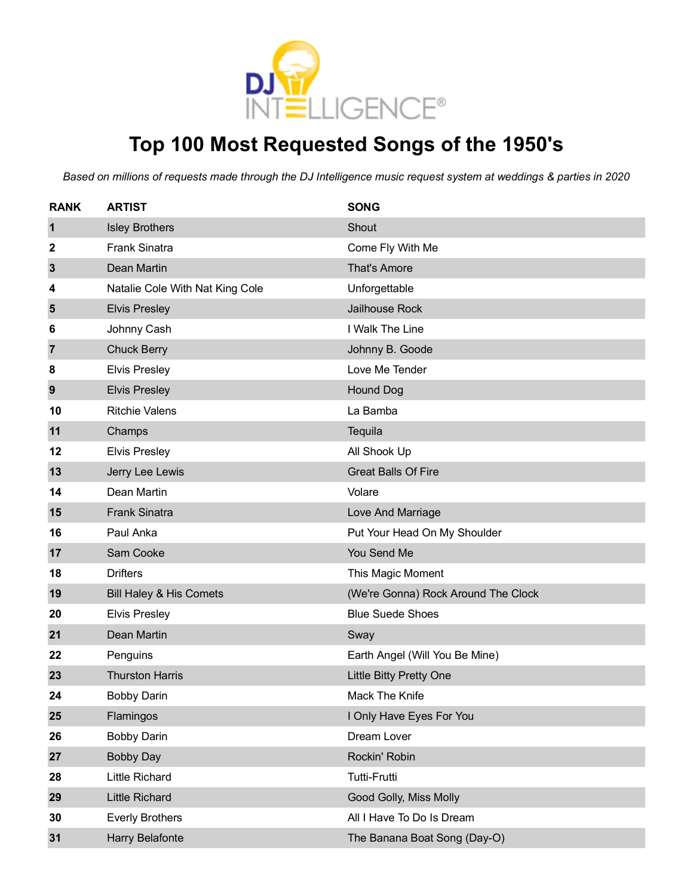DJ INTELLIGENCE®

# Top 100 Most Requested Songs of the 1950's

*Based on millions of requests made through the DJ Intelligence music request system at weddings & parties in 2020*

| RANK | ARTIST | SONG |
|---|---|---|
| 1 | Isley Brothers | Shout |
| 2 | Frank Sinatra | Come Fly With Me |
| 3 | Dean Martin | That's Amore |
| 4 | Natalie Cole With Nat King Cole | Unforgettable |
| 5 | Elvis Presley | Jailhouse Rock |
| 6 | Johnny Cash | I Walk The Line |
| 7 | Chuck Berry | Johnny B. Goode |
| 8 | Elvis Presley | Love Me Tender |
| 9 | Elvis Presley | Hound Dog |
| 10 | Ritchie Valens | La Bamba |
| 11 | Champs | Tequila |
| 12 | Elvis Presley | All Shook Up |
| 13 | Jerry Lee Lewis | Great Balls Of Fire |
| 14 | Dean Martin | Volare |
| 15 | Frank Sinatra | Love And Marriage |
| 16 | Paul Anka | Put Your Head On My Shoulder |
| 17 | Sam Cooke | You Send Me |
| 18 | Drifters | This Magic Moment |
| 19 | Bill Haley & His Comets | (We're Gonna) Rock Around The Clock |
| 20 | Elvis Presley | Blue Suede Shoes |
| 21 | Dean Martin | Sway |
| 22 | Penguins | Earth Angel (Will You Be Mine) |
| 23 | Thurston Harris | Little Bitty Pretty One |
| 24 | Bobby Darin | Mack The Knife |
| 25 | Flamingos | I Only Have Eyes For You |
| 26 | Bobby Darin | Dream Lover |
| 27 | Bobby Day | Rockin' Robin |
| 28 | Little Richard | Tutti-Frutti |
| 29 | Little Richard | Good Golly, Miss Molly |
| 30 | Everly Brothers | All I Have To Do Is Dream |
| 31 | Harry Belafonte | The Banana Boat Song (Day-O) |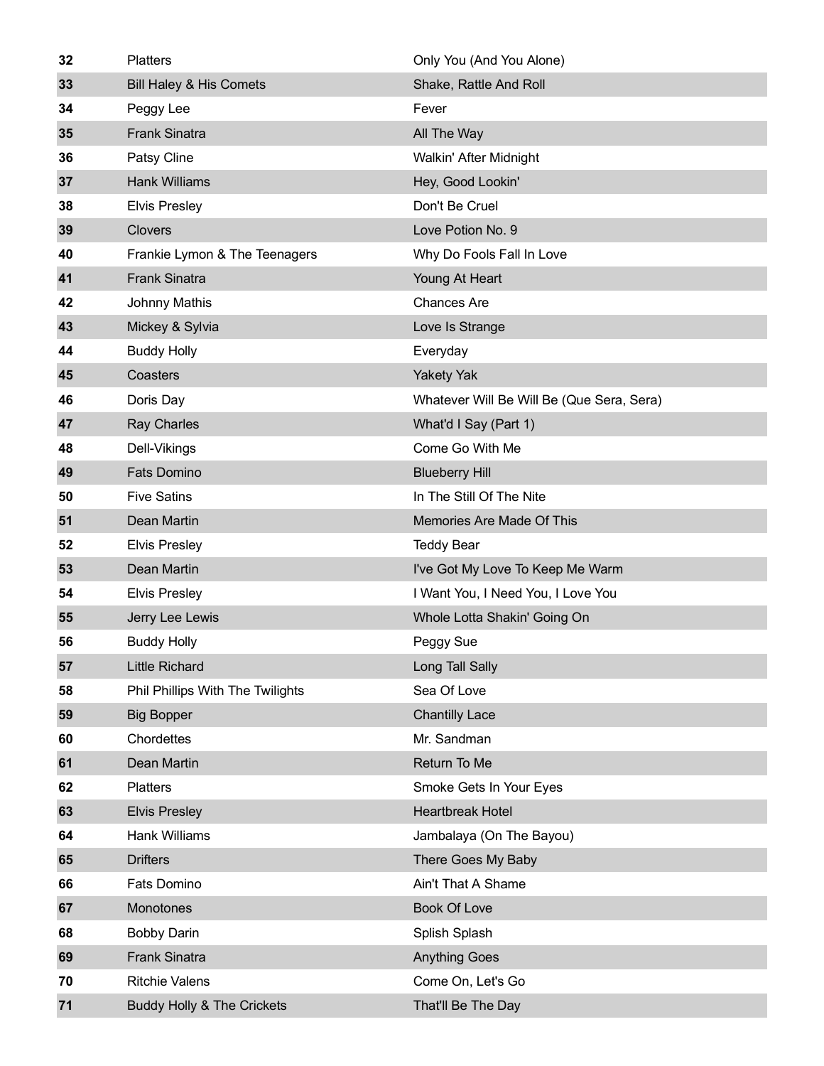| | | |
|---|---|---|
| 32 | Platters | Only You (And You Alone) |
| 33 | Bill Haley & His Comets | Shake, Rattle And Roll |
| 34 | Peggy Lee | Fever |
| 35 | Frank Sinatra | All The Way |
| 36 | Patsy Cline | Walkin' After Midnight |
| 37 | Hank Williams | Hey, Good Lookin' |
| 38 | Elvis Presley | Don't Be Cruel |
| 39 | Clovers | Love Potion No. 9 |
| 40 | Frankie Lymon & The Teenagers | Why Do Fools Fall In Love |
| 41 | Frank Sinatra | Young At Heart |
| 42 | Johnny Mathis | Chances Are |
| 43 | Mickey & Sylvia | Love Is Strange |
| 44 | Buddy Holly | Everyday |
| 45 | Coasters | Yakety Yak |
| 46 | Doris Day | Whatever Will Be Will Be (Que Sera, Sera) |
| 47 | Ray Charles | What'd I Say (Part 1) |
| 48 | Dell-Vikings | Come Go With Me |
| 49 | Fats Domino | Blueberry Hill |
| 50 | Five Satins | In The Still Of The Nite |
| 51 | Dean Martin | Memories Are Made Of This |
| 52 | Elvis Presley | Teddy Bear |
| 53 | Dean Martin | I've Got My Love To Keep Me Warm |
| 54 | Elvis Presley | I Want You, I Need You, I Love You |
| 55 | Jerry Lee Lewis | Whole Lotta Shakin' Going On |
| 56 | Buddy Holly | Peggy Sue |
| 57 | Little Richard | Long Tall Sally |
| 58 | Phil Phillips With The Twilights | Sea Of Love |
| 59 | Big Bopper | Chantilly Lace |
| 60 | Chordettes | Mr. Sandman |
| 61 | Dean Martin | Return To Me |
| 62 | Platters | Smoke Gets In Your Eyes |
| 63 | Elvis Presley | Heartbreak Hotel |
| 64 | Hank Williams | Jambalaya (On The Bayou) |
| 65 | Drifters | There Goes My Baby |
| 66 | Fats Domino | Ain't That A Shame |
| 67 | Monotones | Book Of Love |
| 68 | Bobby Darin | Splish Splash |
| 69 | Frank Sinatra | Anything Goes |
| 70 | Ritchie Valens | Come On, Let's Go |
| 71 | Buddy Holly & The Crickets | That'll Be The Day |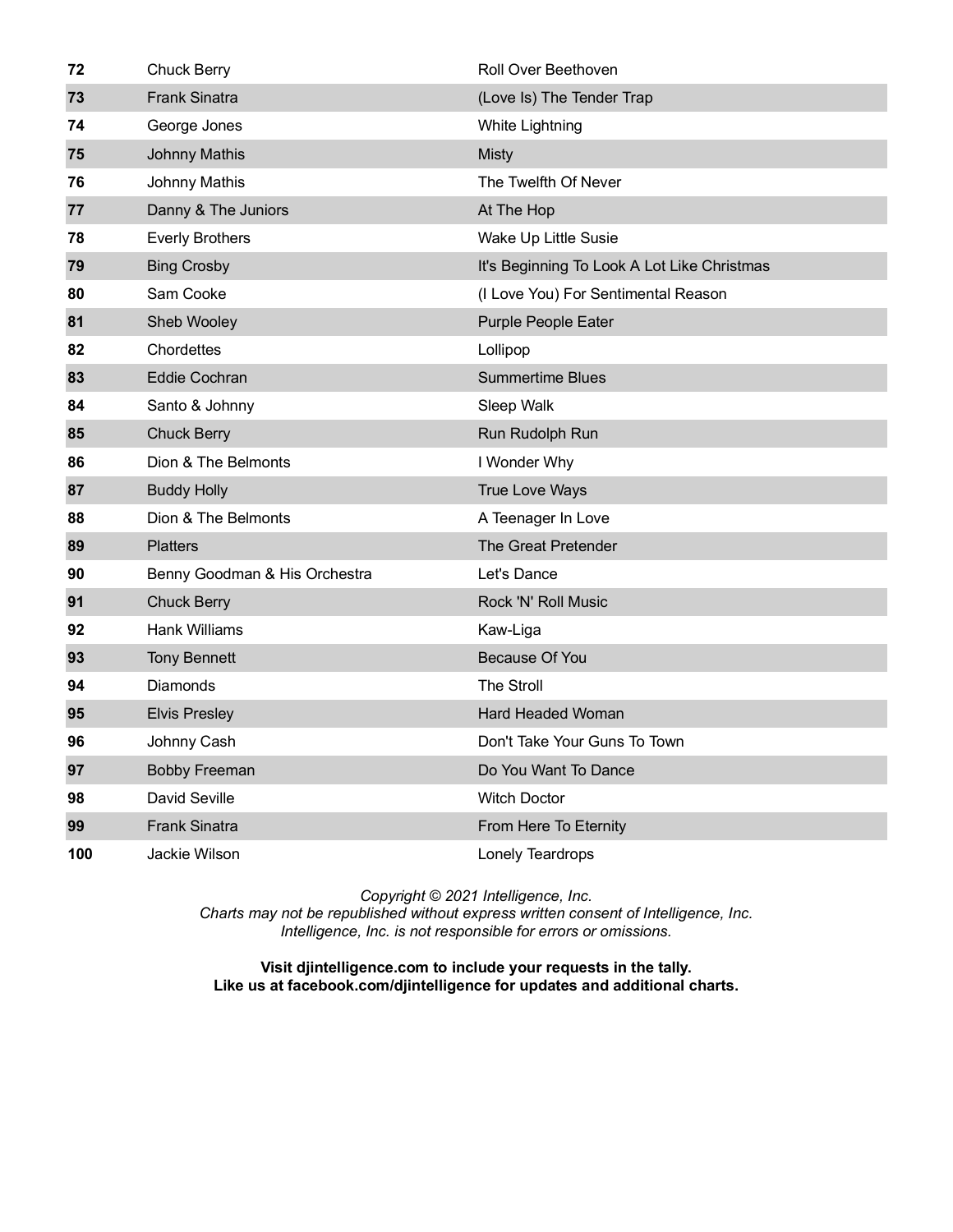| | | |
|---|---|---|
| 72 | Chuck Berry | Roll Over Beethoven |
| 73 | Frank Sinatra | (Love Is) The Tender Trap |
| 74 | George Jones | White Lightning |
| 75 | Johnny Mathis | Misty |
| 76 | Johnny Mathis | The Twelfth Of Never |
| 77 | Danny & The Juniors | At The Hop |
| 78 | Everly Brothers | Wake Up Little Susie |
| 79 | Bing Crosby | It's Beginning To Look A Lot Like Christmas |
| 80 | Sam Cooke | (I Love You) For Sentimental Reason |
| 81 | Sheb Wooley | Purple People Eater |
| 82 | Chordettes | Lollipop |
| 83 | Eddie Cochran | Summertime Blues |
| 84 | Santo & Johnny | Sleep Walk |
| 85 | Chuck Berry | Run Rudolph Run |
| 86 | Dion & The Belmonts | I Wonder Why |
| 87 | Buddy Holly | True Love Ways |
| 88 | Dion & The Belmonts | A Teenager In Love |
| 89 | Platters | The Great Pretender |
| 90 | Benny Goodman & His Orchestra | Let's Dance |
| 91 | Chuck Berry | Rock 'N' Roll Music |
| 92 | Hank Williams | Kaw-Liga |
| 93 | Tony Bennett | Because Of You |
| 94 | Diamonds | The Stroll |
| 95 | Elvis Presley | Hard Headed Woman |
| 96 | Johnny Cash | Don't Take Your Guns To Town |
| 97 | Bobby Freeman | Do You Want To Dance |
| 98 | David Seville | Witch Doctor |
| 99 | Frank Sinatra | From Here To Eternity |
| 100 | Jackie Wilson | Lonely Teardrops |

*Copyright © 2021 Intelligence, Inc.*
*Charts may not be republished without express written consent of Intelligence, Inc.*
*Intelligence, Inc. is not responsible for errors or omissions.*

**Visit djintelligence.com to include your requests in the tally.**
**Like us at facebook.com/djintelligence for updates and additional charts.**